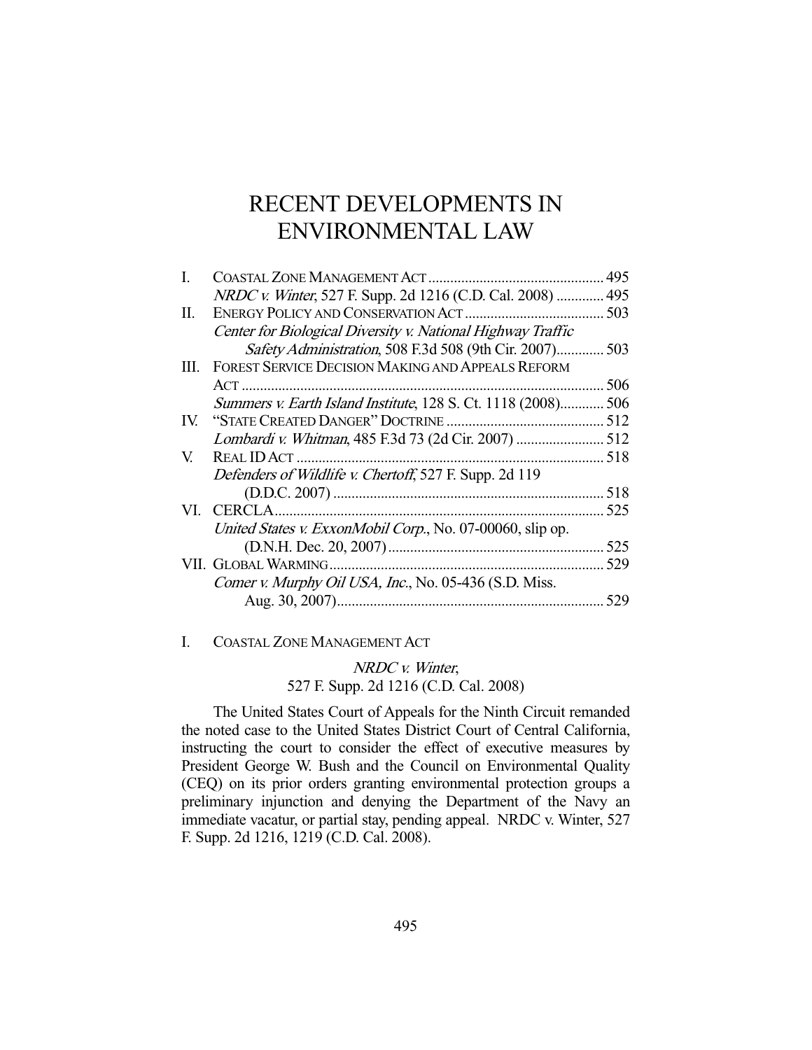# RECENT DEVELOPMENTS IN ENVIRONMENTAL LAW

| | | |
|---|---|---|
| I. | COASTAL ZONE MANAGEMENT ACT | 495 |
| | *NRDC v. Winter*, 527 F. Supp. 2d 1216 (C.D. Cal. 2008) | 495 |
| II. | ENERGY POLICY AND CONSERVATION ACT | 503 |
| | *Center for Biological Diversity v. National Highway Traffic Safety Administration*, 508 F.3d 508 (9th Cir. 2007) | 503 |
| III. | FOREST SERVICE DECISION MAKING AND APPEALS REFORM ACT | 506 |
| | *Summers v. Earth Island Institute*, 128 S. Ct. 1118 (2008) | 506 |
| IV. | "STATE CREATED DANGER" DOCTRINE | 512 |
| | *Lombardi v. Whitman*, 485 F.3d 73 (2d Cir. 2007) | 512 |
| V. | REAL ID ACT | 518 |
| | *Defenders of Wildlife v. Chertoff*, 527 F. Supp. 2d 119 (D.D.C. 2007) | 518 |
| VI. | CERCLA | 525 |
| | *United States v. ExxonMobil Corp.*, No. 07-00060, slip op. (D.N.H. Dec. 20, 2007) | 525 |
| VII. | GLOBAL WARMING | 529 |
| | *Comer v. Murphy Oil USA, Inc.*, No. 05-436 (S.D. Miss. Aug. 30, 2007) | 529 |

## I. COASTAL ZONE MANAGEMENT ACT

### *NRDC v. Winter*, 527 F. Supp. 2d 1216 (C.D. Cal. 2008)

The United States Court of Appeals for the Ninth Circuit remanded the noted case to the United States District Court of Central California, instructing the court to consider the effect of executive measures by President George W. Bush and the Council on Environmental Quality (CEQ) on its prior orders granting environmental protection groups a preliminary injunction and denying the Department of the Navy an immediate vacatur, or partial stay, pending appeal. NRDC v. Winter, 527 F. Supp. 2d 1216, 1219 (C.D. Cal. 2008).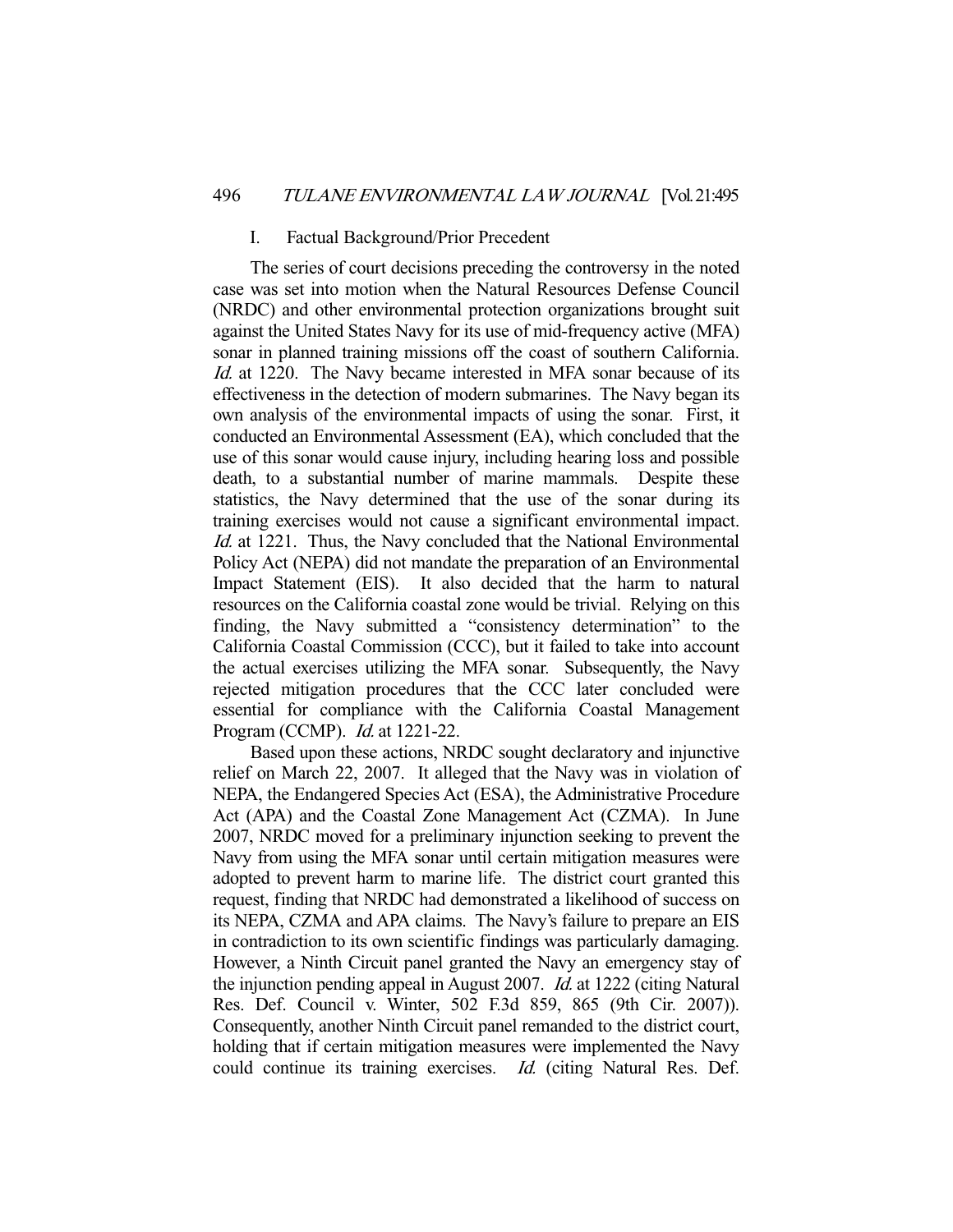## I. Factual Background/Prior Precedent

The series of court decisions preceding the controversy in the noted case was set into motion when the Natural Resources Defense Council (NRDC) and other environmental protection organizations brought suit against the United States Navy for its use of mid-frequency active (MFA) sonar in planned training missions off the coast of southern California. *Id.* at 1220. The Navy became interested in MFA sonar because of its effectiveness in the detection of modern submarines. The Navy began its own analysis of the environmental impacts of using the sonar. First, it conducted an Environmental Assessment (EA), which concluded that the use of this sonar would cause injury, including hearing loss and possible death, to a substantial number of marine mammals. Despite these statistics, the Navy determined that the use of the sonar during its training exercises would not cause a significant environmental impact. *Id.* at 1221. Thus, the Navy concluded that the National Environmental Policy Act (NEPA) did not mandate the preparation of an Environmental Impact Statement (EIS). It also decided that the harm to natural resources on the California coastal zone would be trivial. Relying on this finding, the Navy submitted a "consistency determination" to the California Coastal Commission (CCC), but it failed to take into account the actual exercises utilizing the MFA sonar. Subsequently, the Navy rejected mitigation procedures that the CCC later concluded were essential for compliance with the California Coastal Management Program (CCMP). *Id.* at 1221-22.

Based upon these actions, NRDC sought declaratory and injunctive relief on March 22, 2007. It alleged that the Navy was in violation of NEPA, the Endangered Species Act (ESA), the Administrative Procedure Act (APA) and the Coastal Zone Management Act (CZMA). In June 2007, NRDC moved for a preliminary injunction seeking to prevent the Navy from using the MFA sonar until certain mitigation measures were adopted to prevent harm to marine life. The district court granted this request, finding that NRDC had demonstrated a likelihood of success on its NEPA, CZMA and APA claims. The Navy's failure to prepare an EIS in contradiction to its own scientific findings was particularly damaging. However, a Ninth Circuit panel granted the Navy an emergency stay of the injunction pending appeal in August 2007. *Id.* at 1222 (citing Natural Res. Def. Council v. Winter, 502 F.3d 859, 865 (9th Cir. 2007)). Consequently, another Ninth Circuit panel remanded to the district court, holding that if certain mitigation measures were implemented the Navy could continue its training exercises. *Id.* (citing Natural Res. Def.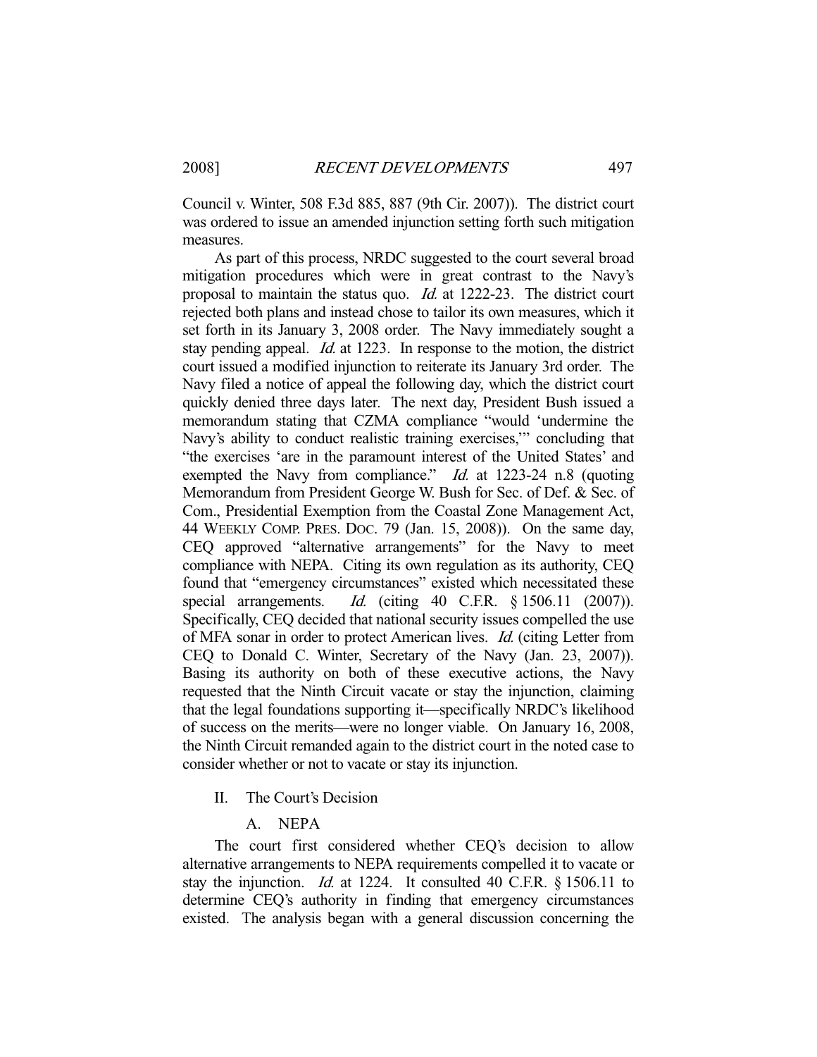Council v. Winter, 508 F.3d 885, 887 (9th Cir. 2007)). The district court was ordered to issue an amended injunction setting forth such mitigation measures.

As part of this process, NRDC suggested to the court several broad mitigation procedures which were in great contrast to the Navy's proposal to maintain the status quo. *Id.* at 1222-23. The district court rejected both plans and instead chose to tailor its own measures, which it set forth in its January 3, 2008 order. The Navy immediately sought a stay pending appeal. *Id.* at 1223. In response to the motion, the district court issued a modified injunction to reiterate its January 3rd order. The Navy filed a notice of appeal the following day, which the district court quickly denied three days later. The next day, President Bush issued a memorandum stating that CZMA compliance "would 'undermine the Navy's ability to conduct realistic training exercises,'" concluding that "the exercises 'are in the paramount interest of the United States' and exempted the Navy from compliance." *Id.* at 1223-24 n.8 (quoting Memorandum from President George W. Bush for Sec. of Def. & Sec. of Com., Presidential Exemption from the Coastal Zone Management Act, 44 WEEKLY COMP. PRES. DOC. 79 (Jan. 15, 2008)). On the same day, CEQ approved "alternative arrangements" for the Navy to meet compliance with NEPA. Citing its own regulation as its authority, CEQ found that "emergency circumstances" existed which necessitated these special arrangements. *Id.* (citing 40 C.F.R. § 1506.11 (2007)). Specifically, CEQ decided that national security issues compelled the use of MFA sonar in order to protect American lives. *Id.* (citing Letter from CEQ to Donald C. Winter, Secretary of the Navy (Jan. 23, 2007)). Basing its authority on both of these executive actions, the Navy requested that the Ninth Circuit vacate or stay the injunction, claiming that the legal foundations supporting it—specifically NRDC's likelihood of success on the merits—were no longer viable. On January 16, 2008, the Ninth Circuit remanded again to the district court in the noted case to consider whether or not to vacate or stay its injunction.

## II. The Court's Decision

### A. NEPA

The court first considered whether CEQ's decision to allow alternative arrangements to NEPA requirements compelled it to vacate or stay the injunction. *Id.* at 1224. It consulted 40 C.F.R. § 1506.11 to determine CEQ's authority in finding that emergency circumstances existed. The analysis began with a general discussion concerning the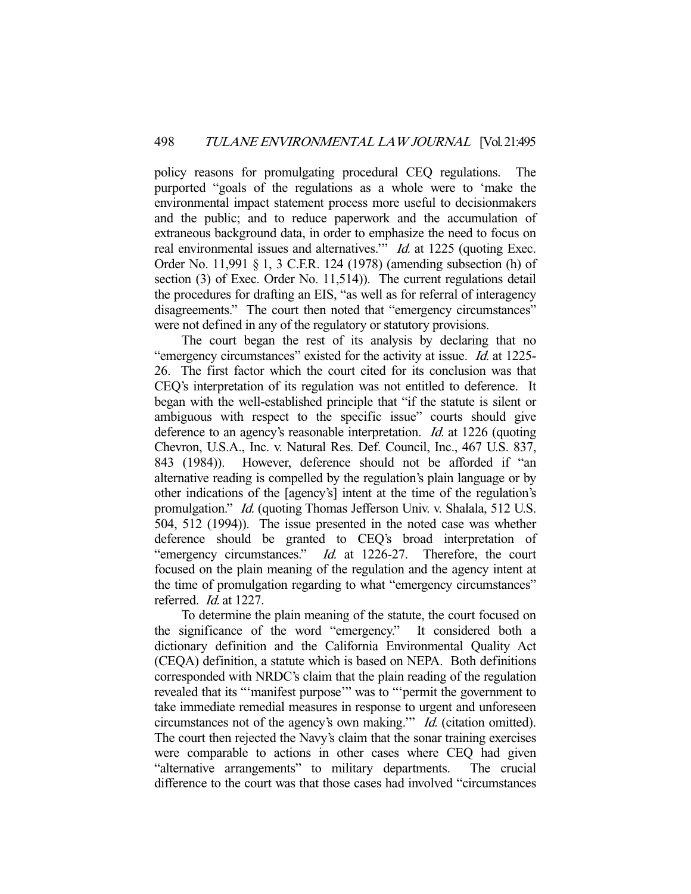policy reasons for promulgating procedural CEQ regulations. The purported "goals of the regulations as a whole were to 'make the environmental impact statement process more useful to decisionmakers and the public; and to reduce paperwork and the accumulation of extraneous background data, in order to emphasize the need to focus on real environmental issues and alternatives.'" *Id.* at 1225 (quoting Exec. Order No. 11,991 § 1, 3 C.F.R. 124 (1978) (amending subsection (h) of section (3) of Exec. Order No. 11,514)). The current regulations detail the procedures for drafting an EIS, "as well as for referral of interagency disagreements." The court then noted that "emergency circumstances" were not defined in any of the regulatory or statutory provisions.

The court began the rest of its analysis by declaring that no "emergency circumstances" existed for the activity at issue. *Id.* at 1225-26. The first factor which the court cited for its conclusion was that CEQ's interpretation of its regulation was not entitled to deference. It began with the well-established principle that "if the statute is silent or ambiguous with respect to the specific issue" courts should give deference to an agency's reasonable interpretation. *Id.* at 1226 (quoting Chevron, U.S.A., Inc. v. Natural Res. Def. Council, Inc., 467 U.S. 837, 843 (1984)). However, deference should not be afforded if "an alternative reading is compelled by the regulation's plain language or by other indications of the [agency's] intent at the time of the regulation's promulgation." *Id.* (quoting Thomas Jefferson Univ. v. Shalala, 512 U.S. 504, 512 (1994)). The issue presented in the noted case was whether deference should be granted to CEQ's broad interpretation of "emergency circumstances." *Id.* at 1226-27. Therefore, the court focused on the plain meaning of the regulation and the agency intent at the time of promulgation regarding to what "emergency circumstances" referred. *Id.* at 1227.

To determine the plain meaning of the statute, the court focused on the significance of the word "emergency." It considered both a dictionary definition and the California Environmental Quality Act (CEQA) definition, a statute which is based on NEPA. Both definitions corresponded with NRDC's claim that the plain reading of the regulation revealed that its "'manifest purpose'" was to "'permit the government to take immediate remedial measures in response to urgent and unforeseen circumstances not of the agency's own making.'" *Id.* (citation omitted). The court then rejected the Navy's claim that the sonar training exercises were comparable to actions in other cases where CEQ had given "alternative arrangements" to military departments. The crucial difference to the court was that those cases had involved "circumstances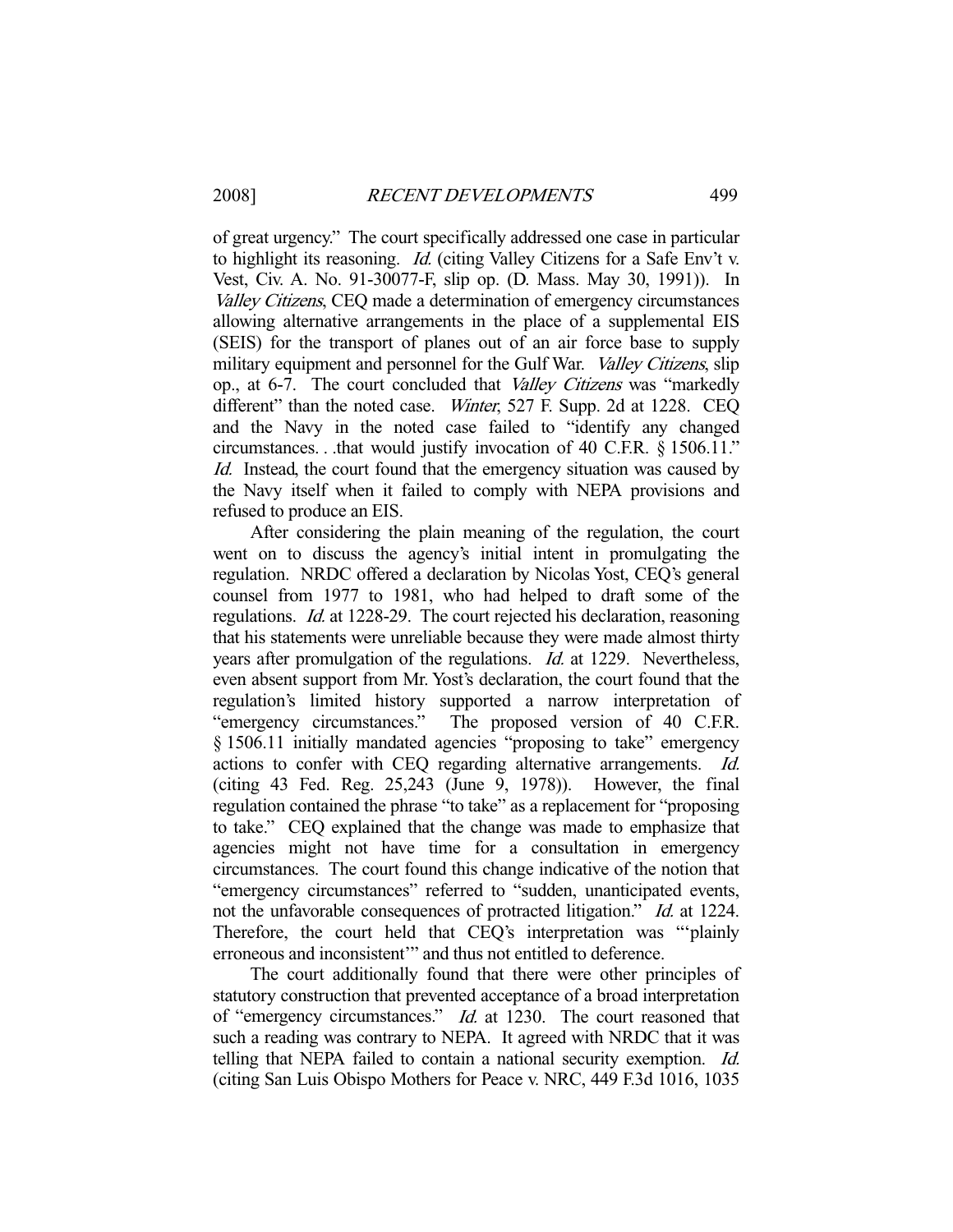of great urgency." The court specifically addressed one case in particular to highlight its reasoning. *Id.* (citing Valley Citizens for a Safe Env't v. Vest, Civ. A. No. 91-30077-F, slip op. (D. Mass. May 30, 1991)). In *Valley Citizens*, CEQ made a determination of emergency circumstances allowing alternative arrangements in the place of a supplemental EIS (SEIS) for the transport of planes out of an air force base to supply military equipment and personnel for the Gulf War. *Valley Citizens*, slip op., at 6-7. The court concluded that *Valley Citizens* was "markedly different" than the noted case. *Winter*, 527 F. Supp. 2d at 1228. CEQ and the Navy in the noted case failed to "identify any changed circumstances. . .that would justify invocation of 40 C.F.R. § 1506.11." *Id.* Instead, the court found that the emergency situation was caused by the Navy itself when it failed to comply with NEPA provisions and refused to produce an EIS.

After considering the plain meaning of the regulation, the court went on to discuss the agency's initial intent in promulgating the regulation. NRDC offered a declaration by Nicolas Yost, CEQ's general counsel from 1977 to 1981, who had helped to draft some of the regulations. *Id.* at 1228-29. The court rejected his declaration, reasoning that his statements were unreliable because they were made almost thirty years after promulgation of the regulations. *Id.* at 1229. Nevertheless, even absent support from Mr. Yost's declaration, the court found that the regulation's limited history supported a narrow interpretation of "emergency circumstances." The proposed version of 40 C.F.R. § 1506.11 initially mandated agencies "proposing to take" emergency actions to confer with CEQ regarding alternative arrangements. *Id.* (citing 43 Fed. Reg. 25,243 (June 9, 1978)). However, the final regulation contained the phrase "to take" as a replacement for "proposing to take." CEQ explained that the change was made to emphasize that agencies might not have time for a consultation in emergency circumstances. The court found this change indicative of the notion that "emergency circumstances" referred to "sudden, unanticipated events, not the unfavorable consequences of protracted litigation." *Id.* at 1224. Therefore, the court held that CEQ's interpretation was "'plainly erroneous and inconsistent'" and thus not entitled to deference.

The court additionally found that there were other principles of statutory construction that prevented acceptance of a broad interpretation of "emergency circumstances." *Id.* at 1230. The court reasoned that such a reading was contrary to NEPA. It agreed with NRDC that it was telling that NEPA failed to contain a national security exemption. *Id.* (citing San Luis Obispo Mothers for Peace v. NRC, 449 F.3d 1016, 1035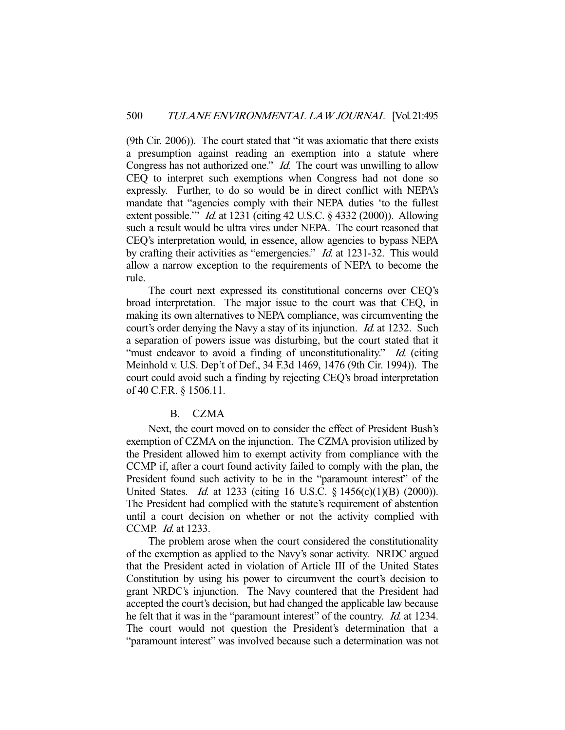(9th Cir. 2006)). The court stated that "it was axiomatic that there exists a presumption against reading an exemption into a statute where Congress has not authorized one." *Id.* The court was unwilling to allow CEQ to interpret such exemptions when Congress had not done so expressly. Further, to do so would be in direct conflict with NEPA's mandate that "agencies comply with their NEPA duties 'to the fullest extent possible.'" *Id.* at 1231 (citing 42 U.S.C. § 4332 (2000)). Allowing such a result would be ultra vires under NEPA. The court reasoned that CEQ's interpretation would, in essence, allow agencies to bypass NEPA by crafting their activities as "emergencies." *Id.* at 1231-32. This would allow a narrow exception to the requirements of NEPA to become the rule.

The court next expressed its constitutional concerns over CEQ's broad interpretation. The major issue to the court was that CEQ, in making its own alternatives to NEPA compliance, was circumventing the court's order denying the Navy a stay of its injunction. *Id.* at 1232. Such a separation of powers issue was disturbing, but the court stated that it "must endeavor to avoid a finding of unconstitutionality." *Id.* (citing Meinhold v. U.S. Dep't of Def., 34 F.3d 1469, 1476 (9th Cir. 1994)). The court could avoid such a finding by rejecting CEQ's broad interpretation of 40 C.F.R. § 1506.11.

### B. CZMA

Next, the court moved on to consider the effect of President Bush's exemption of CZMA on the injunction. The CZMA provision utilized by the President allowed him to exempt activity from compliance with the CCMP if, after a court found activity failed to comply with the plan, the President found such activity to be in the "paramount interest" of the United States. *Id.* at 1233 (citing 16 U.S.C. § 1456(c)(1)(B) (2000)). The President had complied with the statute's requirement of abstention until a court decision on whether or not the activity complied with CCMP. *Id.* at 1233.

The problem arose when the court considered the constitutionality of the exemption as applied to the Navy's sonar activity. NRDC argued that the President acted in violation of Article III of the United States Constitution by using his power to circumvent the court's decision to grant NRDC's injunction. The Navy countered that the President had accepted the court's decision, but had changed the applicable law because he felt that it was in the "paramount interest" of the country. *Id.* at 1234. The court would not question the President's determination that a "paramount interest" was involved because such a determination was not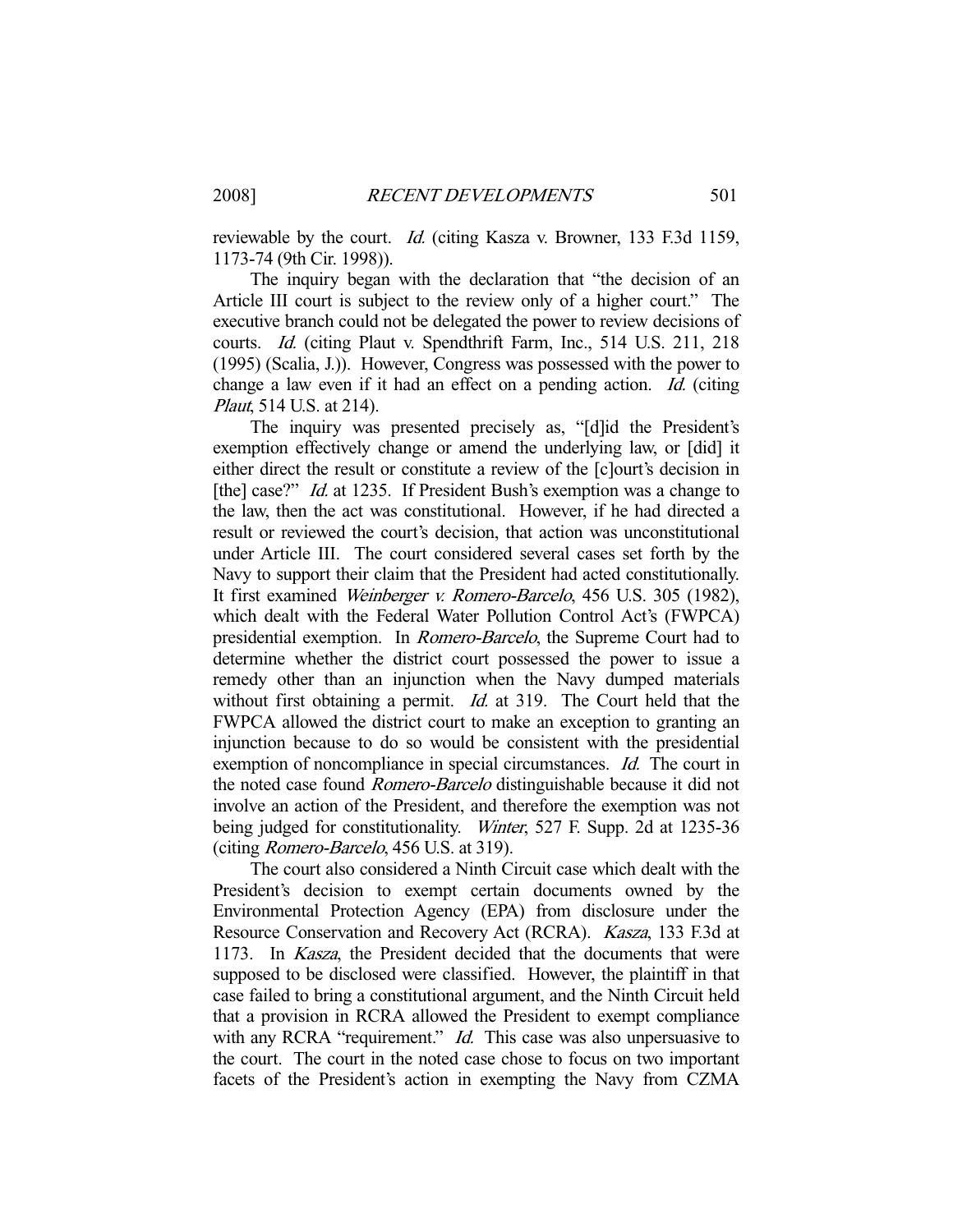reviewable by the court. *Id.* (citing Kasza v. Browner, 133 F.3d 1159, 1173-74 (9th Cir. 1998)).

The inquiry began with the declaration that "the decision of an Article III court is subject to the review only of a higher court." The executive branch could not be delegated the power to review decisions of courts. *Id.* (citing Plaut v. Spendthrift Farm, Inc., 514 U.S. 211, 218 (1995) (Scalia, J.)). However, Congress was possessed with the power to change a law even if it had an effect on a pending action. *Id.* (citing *Plaut*, 514 U.S. at 214).

The inquiry was presented precisely as, "[d]id the President's exemption effectively change or amend the underlying law, or [did] it either direct the result or constitute a review of the [c]ourt's decision in [the] case?" *Id.* at 1235. If President Bush's exemption was a change to the law, then the act was constitutional. However, if he had directed a result or reviewed the court's decision, that action was unconstitutional under Article III. The court considered several cases set forth by the Navy to support their claim that the President had acted constitutionally. It first examined *Weinberger v. Romero-Barcelo*, 456 U.S. 305 (1982), which dealt with the Federal Water Pollution Control Act's (FWPCA) presidential exemption. In *Romero-Barcelo*, the Supreme Court had to determine whether the district court possessed the power to issue a remedy other than an injunction when the Navy dumped materials without first obtaining a permit. *Id.* at 319. The Court held that the FWPCA allowed the district court to make an exception to granting an injunction because to do so would be consistent with the presidential exemption of noncompliance in special circumstances. *Id.* The court in the noted case found *Romero-Barcelo* distinguishable because it did not involve an action of the President, and therefore the exemption was not being judged for constitutionality. *Winter*, 527 F. Supp. 2d at 1235-36 (citing *Romero-Barcelo*, 456 U.S. at 319).

The court also considered a Ninth Circuit case which dealt with the President's decision to exempt certain documents owned by the Environmental Protection Agency (EPA) from disclosure under the Resource Conservation and Recovery Act (RCRA). *Kasza*, 133 F.3d at 1173. In *Kasza*, the President decided that the documents that were supposed to be disclosed were classified. However, the plaintiff in that case failed to bring a constitutional argument, and the Ninth Circuit held that a provision in RCRA allowed the President to exempt compliance with any RCRA "requirement." *Id.* This case was also unpersuasive to the court. The court in the noted case chose to focus on two important facets of the President's action in exempting the Navy from CZMA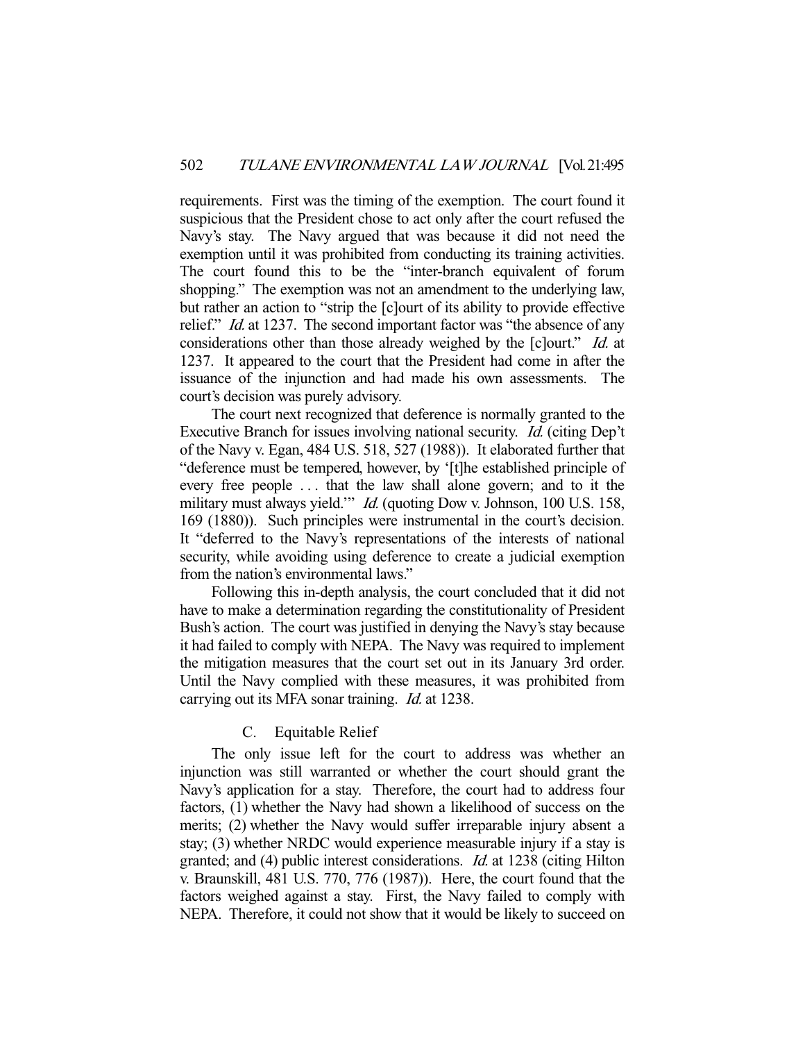requirements. First was the timing of the exemption. The court found it suspicious that the President chose to act only after the court refused the Navy's stay. The Navy argued that was because it did not need the exemption until it was prohibited from conducting its training activities. The court found this to be the "inter-branch equivalent of forum shopping." The exemption was not an amendment to the underlying law, but rather an action to "strip the [c]ourt of its ability to provide effective relief." *Id.* at 1237. The second important factor was "the absence of any considerations other than those already weighed by the [c]ourt." *Id.* at 1237. It appeared to the court that the President had come in after the issuance of the injunction and had made his own assessments. The court's decision was purely advisory.

The court next recognized that deference is normally granted to the Executive Branch for issues involving national security. *Id.* (citing Dep't of the Navy v. Egan, 484 U.S. 518, 527 (1988)). It elaborated further that "deference must be tempered, however, by '[t]he established principle of every free people . . . that the law shall alone govern; and to it the military must always yield.'" *Id.* (quoting Dow v. Johnson, 100 U.S. 158, 169 (1880)). Such principles were instrumental in the court's decision. It "deferred to the Navy's representations of the interests of national security, while avoiding using deference to create a judicial exemption from the nation's environmental laws."

Following this in-depth analysis, the court concluded that it did not have to make a determination regarding the constitutionality of President Bush's action. The court was justified in denying the Navy's stay because it had failed to comply with NEPA. The Navy was required to implement the mitigation measures that the court set out in its January 3rd order. Until the Navy complied with these measures, it was prohibited from carrying out its MFA sonar training. *Id.* at 1238.

### C. Equitable Relief

The only issue left for the court to address was whether an injunction was still warranted or whether the court should grant the Navy's application for a stay. Therefore, the court had to address four factors, (1) whether the Navy had shown a likelihood of success on the merits; (2) whether the Navy would suffer irreparable injury absent a stay; (3) whether NRDC would experience measurable injury if a stay is granted; and (4) public interest considerations. *Id.* at 1238 (citing Hilton v. Braunskill, 481 U.S. 770, 776 (1987)). Here, the court found that the factors weighed against a stay. First, the Navy failed to comply with NEPA. Therefore, it could not show that it would be likely to succeed on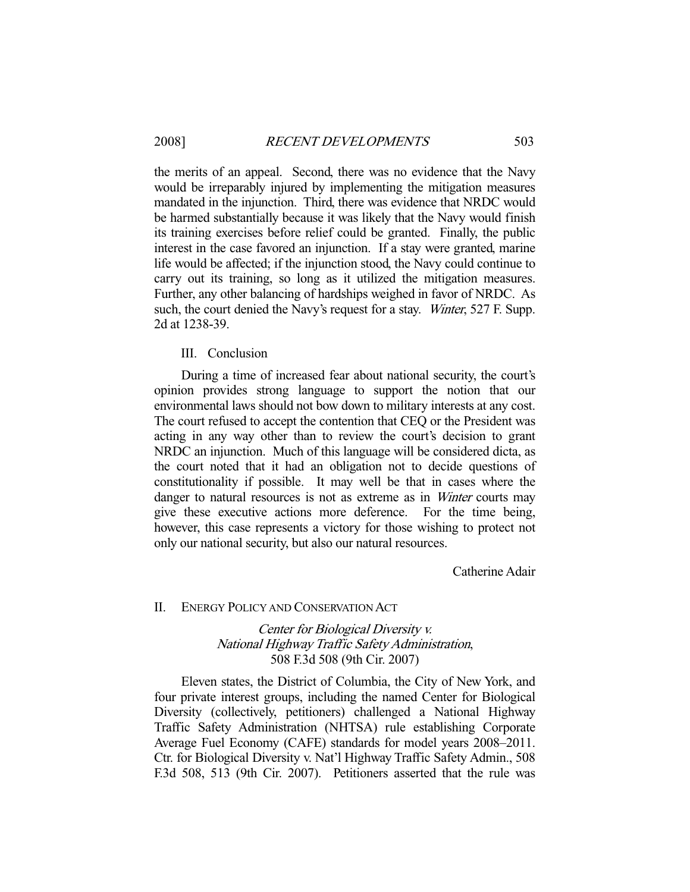the merits of an appeal. Second, there was no evidence that the Navy would be irreparably injured by implementing the mitigation measures mandated in the injunction. Third, there was evidence that NRDC would be harmed substantially because it was likely that the Navy would finish its training exercises before relief could be granted. Finally, the public interest in the case favored an injunction. If a stay were granted, marine life would be affected; if the injunction stood, the Navy could continue to carry out its training, so long as it utilized the mitigation measures. Further, any other balancing of hardships weighed in favor of NRDC. As such, the court denied the Navy's request for a stay. *Winter*, 527 F. Supp. 2d at 1238-39.

III. Conclusion

During a time of increased fear about national security, the court's opinion provides strong language to support the notion that our environmental laws should not bow down to military interests at any cost. The court refused to accept the contention that CEQ or the President was acting in any way other than to review the court's decision to grant NRDC an injunction. Much of this language will be considered dicta, as the court noted that it had an obligation not to decide questions of constitutionality if possible. It may well be that in cases where the danger to natural resources is not as extreme as in *Winter* courts may give these executive actions more deference. For the time being, however, this case represents a victory for those wishing to protect not only our national security, but also our natural resources.

Catherine Adair

## II. ENERGY POLICY AND CONSERVATION ACT

*Center for Biological Diversity v. National Highway Traffic Safety Administration*, 508 F.3d 508 (9th Cir. 2007)

Eleven states, the District of Columbia, the City of New York, and four private interest groups, including the named Center for Biological Diversity (collectively, petitioners) challenged a National Highway Traffic Safety Administration (NHTSA) rule establishing Corporate Average Fuel Economy (CAFE) standards for model years 2008–2011. Ctr. for Biological Diversity v. Nat'l Highway Traffic Safety Admin., 508 F.3d 508, 513 (9th Cir. 2007). Petitioners asserted that the rule was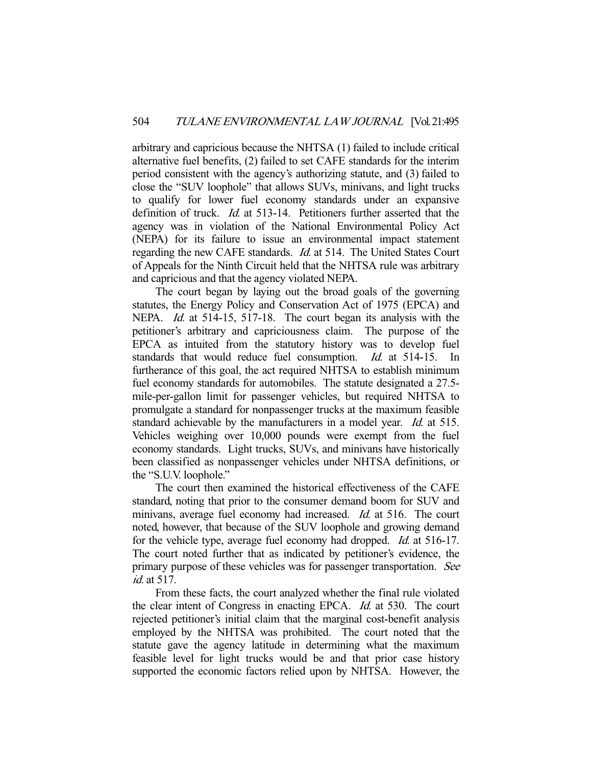arbitrary and capricious because the NHTSA (1) failed to include critical alternative fuel benefits, (2) failed to set CAFE standards for the interim period consistent with the agency's authorizing statute, and (3) failed to close the "SUV loophole" that allows SUVs, minivans, and light trucks to qualify for lower fuel economy standards under an expansive definition of truck. *Id.* at 513-14. Petitioners further asserted that the agency was in violation of the National Environmental Policy Act (NEPA) for its failure to issue an environmental impact statement regarding the new CAFE standards. *Id.* at 514. The United States Court of Appeals for the Ninth Circuit held that the NHTSA rule was arbitrary and capricious and that the agency violated NEPA.

The court began by laying out the broad goals of the governing statutes, the Energy Policy and Conservation Act of 1975 (EPCA) and NEPA. *Id.* at 514-15, 517-18. The court began its analysis with the petitioner's arbitrary and capriciousness claim. The purpose of the EPCA as intuited from the statutory history was to develop fuel standards that would reduce fuel consumption. *Id.* at 514-15. In furtherance of this goal, the act required NHTSA to establish minimum fuel economy standards for automobiles. The statute designated a 27.5-mile-per-gallon limit for passenger vehicles, but required NHTSA to promulgate a standard for nonpassenger trucks at the maximum feasible standard achievable by the manufacturers in a model year. *Id.* at 515. Vehicles weighing over 10,000 pounds were exempt from the fuel economy standards. Light trucks, SUVs, and minivans have historically been classified as nonpassenger vehicles under NHTSA definitions, or the "S.U.V. loophole."

The court then examined the historical effectiveness of the CAFE standard, noting that prior to the consumer demand boom for SUV and minivans, average fuel economy had increased. *Id.* at 516. The court noted, however, that because of the SUV loophole and growing demand for the vehicle type, average fuel economy had dropped. *Id.* at 516-17. The court noted further that as indicated by petitioner's evidence, the primary purpose of these vehicles was for passenger transportation. *See id.* at 517.

From these facts, the court analyzed whether the final rule violated the clear intent of Congress in enacting EPCA. *Id.* at 530. The court rejected petitioner's initial claim that the marginal cost-benefit analysis employed by the NHTSA was prohibited. The court noted that the statute gave the agency latitude in determining what the maximum feasible level for light trucks would be and that prior case history supported the economic factors relied upon by NHTSA. However, the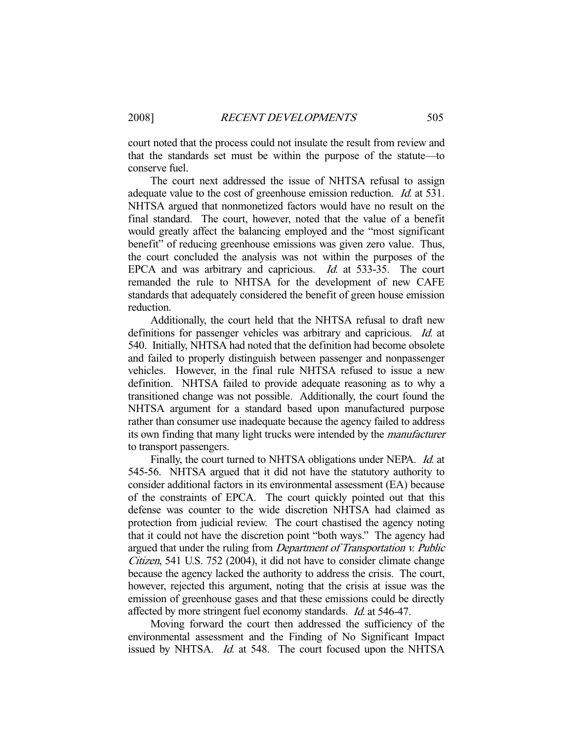court noted that the process could not insulate the result from review and that the standards set must be within the purpose of the statute—to conserve fuel.

The court next addressed the issue of NHTSA refusal to assign adequate value to the cost of greenhouse emission reduction. *Id.* at 531. NHTSA argued that nonmonetized factors would have no result on the final standard. The court, however, noted that the value of a benefit would greatly affect the balancing employed and the "most significant benefit" of reducing greenhouse emissions was given zero value. Thus, the court concluded the analysis was not within the purposes of the EPCA and was arbitrary and capricious. *Id.* at 533-35. The court remanded the rule to NHTSA for the development of new CAFE standards that adequately considered the benefit of green house emission reduction.

Additionally, the court held that the NHTSA refusal to draft new definitions for passenger vehicles was arbitrary and capricious. *Id.* at 540. Initially, NHTSA had noted that the definition had become obsolete and failed to properly distinguish between passenger and nonpassenger vehicles. However, in the final rule NHTSA refused to issue a new definition. NHTSA failed to provide adequate reasoning as to why a transitioned change was not possible. Additionally, the court found the NHTSA argument for a standard based upon manufactured purpose rather than consumer use inadequate because the agency failed to address its own finding that many light trucks were intended by the *manufacturer* to transport passengers.

Finally, the court turned to NHTSA obligations under NEPA. *Id.* at 545-56. NHTSA argued that it did not have the statutory authority to consider additional factors in its environmental assessment (EA) because of the constraints of EPCA. The court quickly pointed out that this defense was counter to the wide discretion NHTSA had claimed as protection from judicial review. The court chastised the agency noting that it could not have the discretion point "both ways." The agency had argued that under the ruling from *Department of Transportation v. Public Citizen*, 541 U.S. 752 (2004), it did not have to consider climate change because the agency lacked the authority to address the crisis. The court, however, rejected this argument, noting that the crisis at issue was the emission of greenhouse gases and that these emissions could be directly affected by more stringent fuel economy standards. *Id.* at 546-47.

Moving forward the court then addressed the sufficiency of the environmental assessment and the Finding of No Significant Impact issued by NHTSA. *Id.* at 548. The court focused upon the NHTSA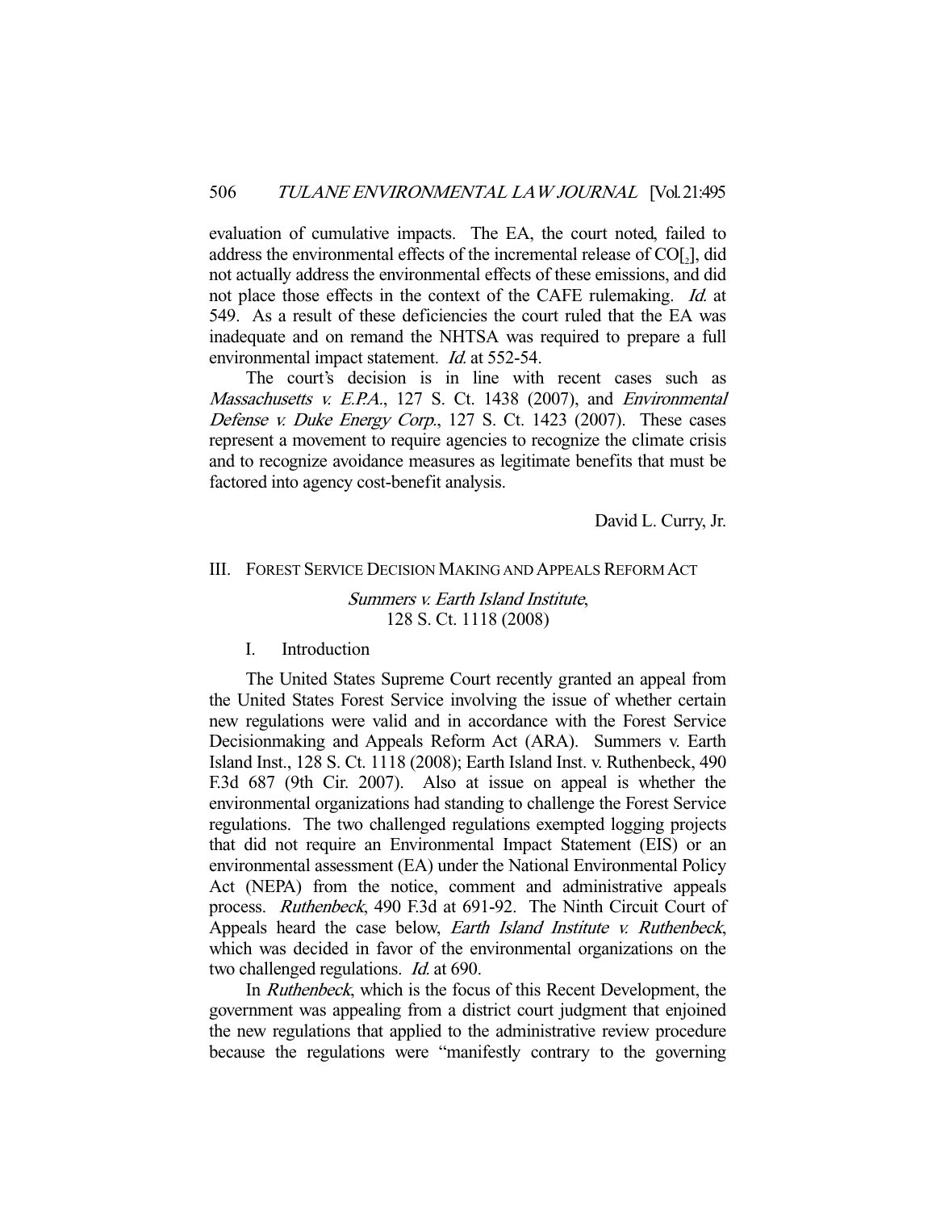evaluation of cumulative impacts. The EA, the court noted, failed to address the environmental effects of the incremental release of $CO_2$, did not actually address the environmental effects of these emissions, and did not place those effects in the context of the CAFE rulemaking. *Id.* at 549. As a result of these deficiencies the court ruled that the EA was inadequate and on remand the NHTSA was required to prepare a full environmental impact statement. *Id.* at 552-54.

The court's decision is in line with recent cases such as *Massachusetts v. E.P.A.*, 127 S. Ct. 1438 (2007), and *Environmental Defense v. Duke Energy Corp.*, 127 S. Ct. 1423 (2007). These cases represent a movement to require agencies to recognize the climate crisis and to recognize avoidance measures as legitimate benefits that must be factored into agency cost-benefit analysis.

David L. Curry, Jr.

## III. FOREST SERVICE DECISION MAKING AND APPEALS REFORM ACT

### *Summers v. Earth Island Institute*, 128 S. Ct. 1118 (2008)

#### I. Introduction

The United States Supreme Court recently granted an appeal from the United States Forest Service involving the issue of whether certain new regulations were valid and in accordance with the Forest Service Decisionmaking and Appeals Reform Act (ARA). Summers v. Earth Island Inst., 128 S. Ct. 1118 (2008); Earth Island Inst. v. Ruthenbeck, 490 F.3d 687 (9th Cir. 2007). Also at issue on appeal is whether the environmental organizations had standing to challenge the Forest Service regulations. The two challenged regulations exempted logging projects that did not require an Environmental Impact Statement (EIS) or an environmental assessment (EA) under the National Environmental Policy Act (NEPA) from the notice, comment and administrative appeals process. *Ruthenbeck*, 490 F.3d at 691-92. The Ninth Circuit Court of Appeals heard the case below, *Earth Island Institute v. Ruthenbeck*, which was decided in favor of the environmental organizations on the two challenged regulations. *Id.* at 690.

In *Ruthenbeck*, which is the focus of this Recent Development, the government was appealing from a district court judgment that enjoined the new regulations that applied to the administrative review procedure because the regulations were "manifestly contrary to the governing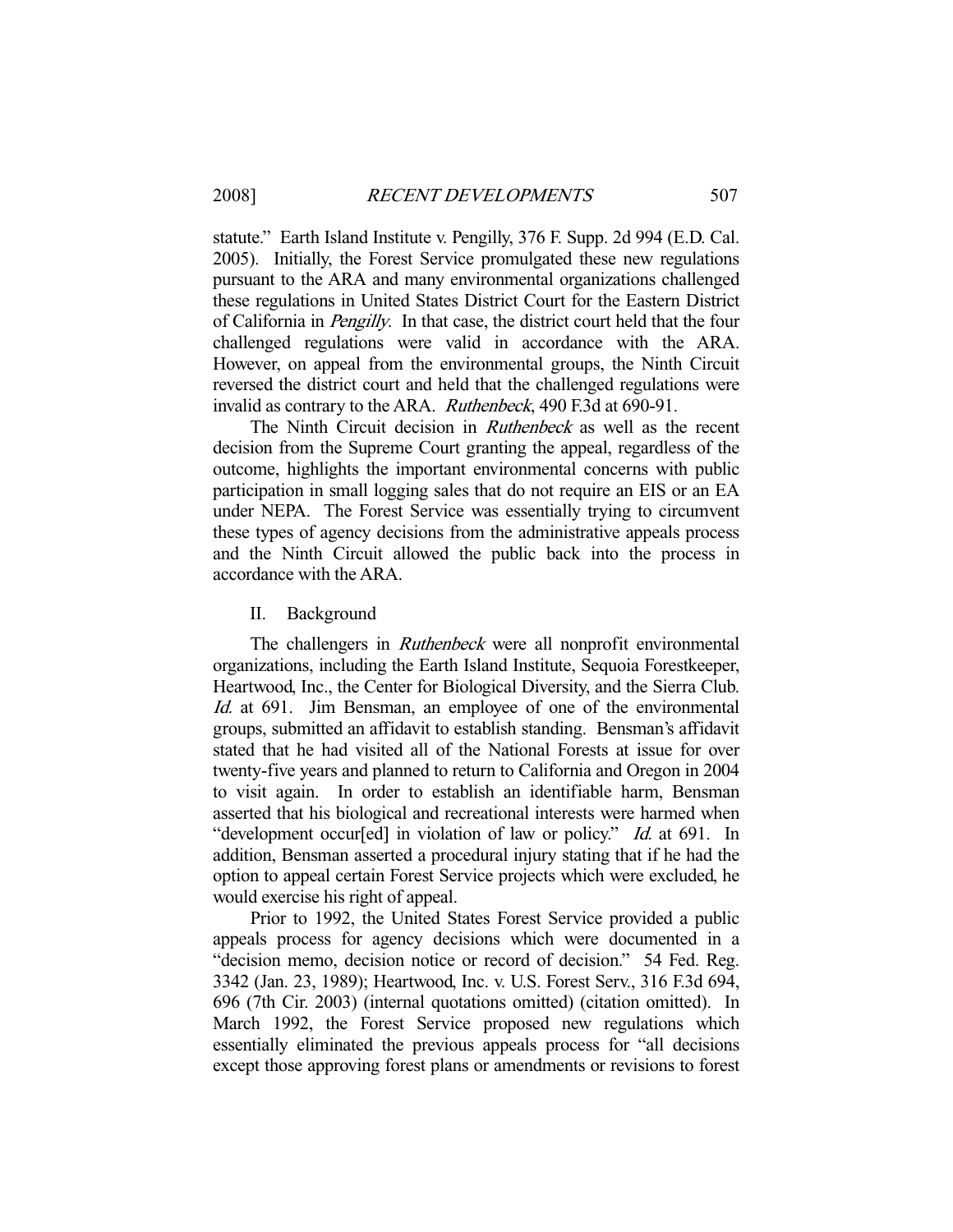statute." Earth Island Institute v. Pengilly, 376 F. Supp. 2d 994 (E.D. Cal. 2005). Initially, the Forest Service promulgated these new regulations pursuant to the ARA and many environmental organizations challenged these regulations in United States District Court for the Eastern District of California in *Pengilly*. In that case, the district court held that the four challenged regulations were valid in accordance with the ARA. However, on appeal from the environmental groups, the Ninth Circuit reversed the district court and held that the challenged regulations were invalid as contrary to the ARA. *Ruthenbeck*, 490 F.3d at 690-91.

The Ninth Circuit decision in *Ruthenbeck* as well as the recent decision from the Supreme Court granting the appeal, regardless of the outcome, highlights the important environmental concerns with public participation in small logging sales that do not require an EIS or an EA under NEPA. The Forest Service was essentially trying to circumvent these types of agency decisions from the administrative appeals process and the Ninth Circuit allowed the public back into the process in accordance with the ARA.

## II. Background

The challengers in *Ruthenbeck* were all nonprofit environmental organizations, including the Earth Island Institute, Sequoia Forestkeeper, Heartwood, Inc., the Center for Biological Diversity, and the Sierra Club. *Id.* at 691. Jim Bensman, an employee of one of the environmental groups, submitted an affidavit to establish standing. Bensman's affidavit stated that he had visited all of the National Forests at issue for over twenty-five years and planned to return to California and Oregon in 2004 to visit again. In order to establish an identifiable harm, Bensman asserted that his biological and recreational interests were harmed when "development occur[ed] in violation of law or policy." *Id.* at 691. In addition, Bensman asserted a procedural injury stating that if he had the option to appeal certain Forest Service projects which were excluded, he would exercise his right of appeal.

Prior to 1992, the United States Forest Service provided a public appeals process for agency decisions which were documented in a "decision memo, decision notice or record of decision." 54 Fed. Reg. 3342 (Jan. 23, 1989); Heartwood, Inc. v. U.S. Forest Serv., 316 F.3d 694, 696 (7th Cir. 2003) (internal quotations omitted) (citation omitted). In March 1992, the Forest Service proposed new regulations which essentially eliminated the previous appeals process for "all decisions except those approving forest plans or amendments or revisions to forest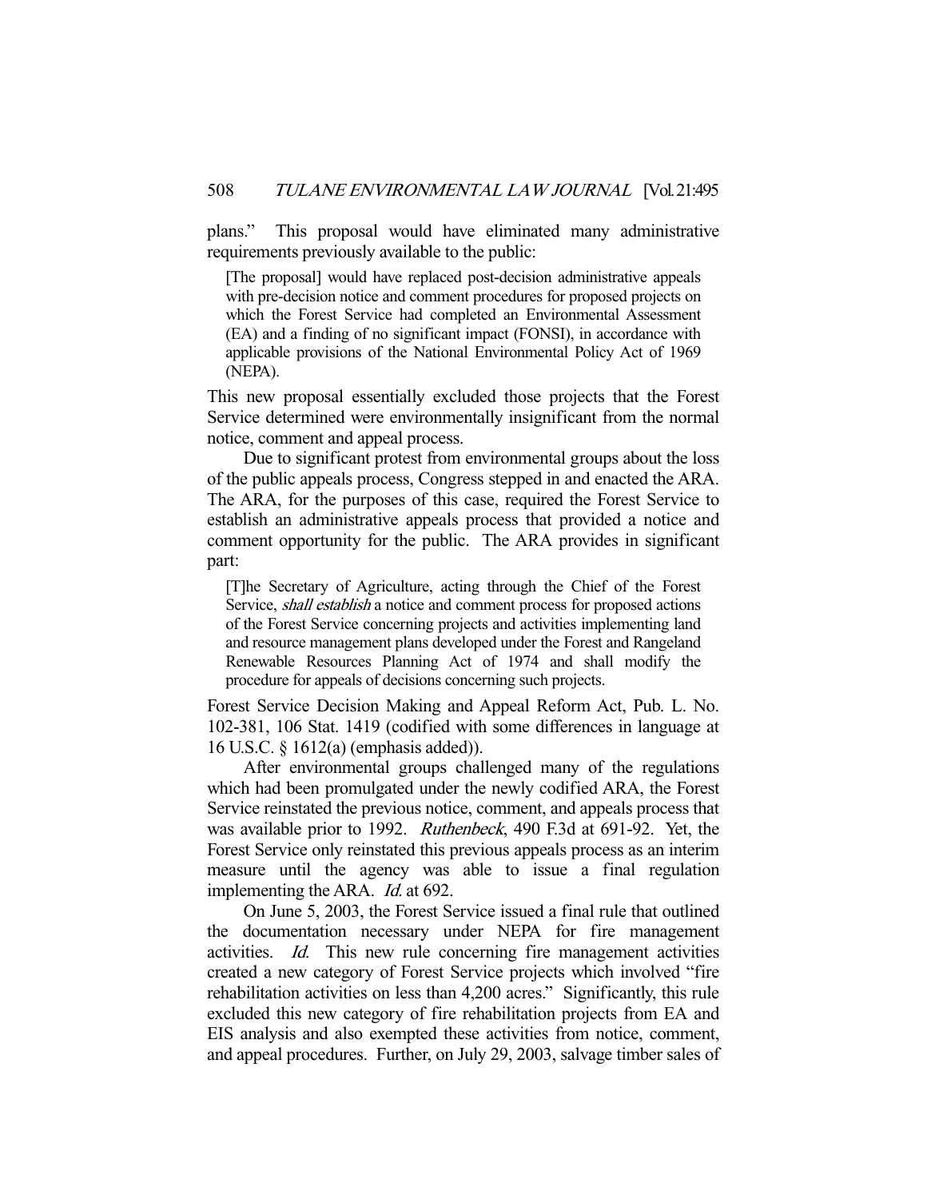plans." This proposal would have eliminated many administrative requirements previously available to the public:

> [The proposal] would have replaced post-decision administrative appeals with pre-decision notice and comment procedures for proposed projects on which the Forest Service had completed an Environmental Assessment (EA) and a finding of no significant impact (FONSI), in accordance with applicable provisions of the National Environmental Policy Act of 1969 (NEPA).

This new proposal essentially excluded those projects that the Forest Service determined were environmentally insignificant from the normal notice, comment and appeal process.

Due to significant protest from environmental groups about the loss of the public appeals process, Congress stepped in and enacted the ARA. The ARA, for the purposes of this case, required the Forest Service to establish an administrative appeals process that provided a notice and comment opportunity for the public. The ARA provides in significant part:

> [T]he Secretary of Agriculture, acting through the Chief of the Forest Service, *shall establish* a notice and comment process for proposed actions of the Forest Service concerning projects and activities implementing land and resource management plans developed under the Forest and Rangeland Renewable Resources Planning Act of 1974 and shall modify the procedure for appeals of decisions concerning such projects.

Forest Service Decision Making and Appeal Reform Act, Pub. L. No. 102-381, 106 Stat. 1419 (codified with some differences in language at 16 U.S.C. § 1612(a) (emphasis added)).

After environmental groups challenged many of the regulations which had been promulgated under the newly codified ARA, the Forest Service reinstated the previous notice, comment, and appeals process that was available prior to 1992. *Ruthenbeck*, 490 F.3d at 691-92. Yet, the Forest Service only reinstated this previous appeals process as an interim measure until the agency was able to issue a final regulation implementing the ARA. *Id.* at 692.

On June 5, 2003, the Forest Service issued a final rule that outlined the documentation necessary under NEPA for fire management activities. *Id.* This new rule concerning fire management activities created a new category of Forest Service projects which involved "fire rehabilitation activities on less than 4,200 acres." Significantly, this rule excluded this new category of fire rehabilitation projects from EA and EIS analysis and also exempted these activities from notice, comment, and appeal procedures. Further, on July 29, 2003, salvage timber sales of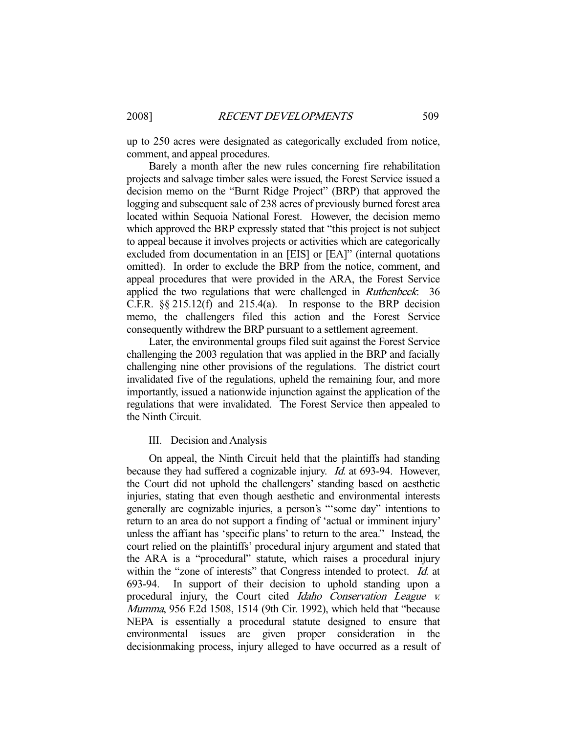up to 250 acres were designated as categorically excluded from notice, comment, and appeal procedures.

Barely a month after the new rules concerning fire rehabilitation projects and salvage timber sales were issued, the Forest Service issued a decision memo on the "Burnt Ridge Project" (BRP) that approved the logging and subsequent sale of 238 acres of previously burned forest area located within Sequoia National Forest. However, the decision memo which approved the BRP expressly stated that "this project is not subject to appeal because it involves projects or activities which are categorically excluded from documentation in an [EIS] or [EA]" (internal quotations omitted). In order to exclude the BRP from the notice, comment, and appeal procedures that were provided in the ARA, the Forest Service applied the two regulations that were challenged in *Ruthenbeck*: 36 C.F.R. §§ 215.12(f) and 215.4(a). In response to the BRP decision memo, the challengers filed this action and the Forest Service consequently withdrew the BRP pursuant to a settlement agreement.

Later, the environmental groups filed suit against the Forest Service challenging the 2003 regulation that was applied in the BRP and facially challenging nine other provisions of the regulations. The district court invalidated five of the regulations, upheld the remaining four, and more importantly, issued a nationwide injunction against the application of the regulations that were invalidated. The Forest Service then appealed to the Ninth Circuit.

III. Decision and Analysis

On appeal, the Ninth Circuit held that the plaintiffs had standing because they had suffered a cognizable injury. *Id.* at 693-94. However, the Court did not uphold the challengers' standing based on aesthetic injuries, stating that even though aesthetic and environmental interests generally are cognizable injuries, a person's "'some day" intentions to return to an area do not support a finding of 'actual or imminent injury' unless the affiant has 'specific plans' to return to the area." Instead, the court relied on the plaintiffs' procedural injury argument and stated that the ARA is a "procedural" statute, which raises a procedural injury within the "zone of interests" that Congress intended to protect. *Id.* at 693-94. In support of their decision to uphold standing upon a procedural injury, the Court cited *Idaho Conservation League v. Mumma*, 956 F.2d 1508, 1514 (9th Cir. 1992), which held that "because NEPA is essentially a procedural statute designed to ensure that environmental issues are given proper consideration in the decisionmaking process, injury alleged to have occurred as a result of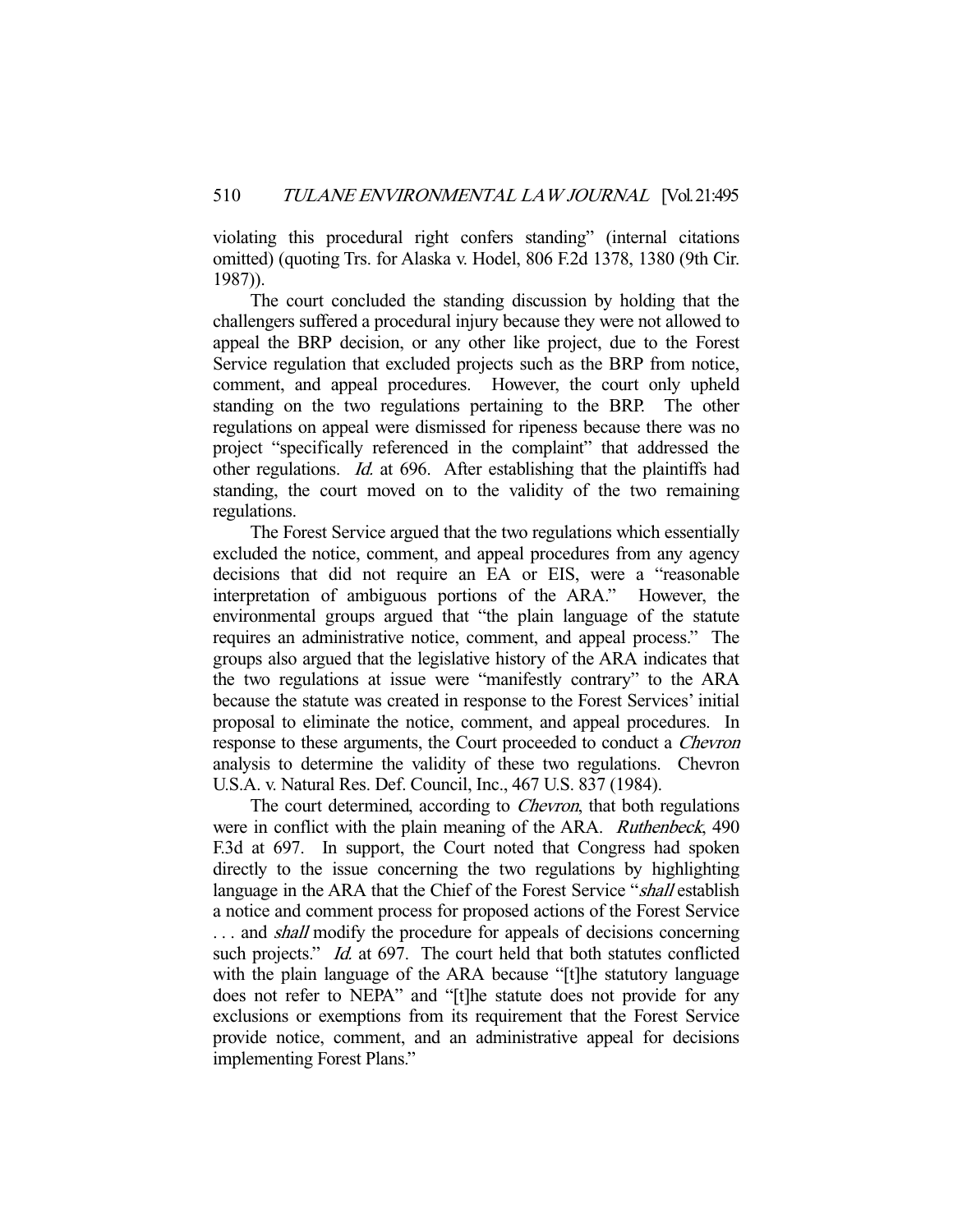violating this procedural right confers standing" (internal citations omitted) (quoting Trs. for Alaska v. Hodel, 806 F.2d 1378, 1380 (9th Cir. 1987)).

The court concluded the standing discussion by holding that the challengers suffered a procedural injury because they were not allowed to appeal the BRP decision, or any other like project, due to the Forest Service regulation that excluded projects such as the BRP from notice, comment, and appeal procedures. However, the court only upheld standing on the two regulations pertaining to the BRP. The other regulations on appeal were dismissed for ripeness because there was no project "specifically referenced in the complaint" that addressed the other regulations. *Id.* at 696. After establishing that the plaintiffs had standing, the court moved on to the validity of the two remaining regulations.

The Forest Service argued that the two regulations which essentially excluded the notice, comment, and appeal procedures from any agency decisions that did not require an EA or EIS, were a "reasonable interpretation of ambiguous portions of the ARA." However, the environmental groups argued that "the plain language of the statute requires an administrative notice, comment, and appeal process." The groups also argued that the legislative history of the ARA indicates that the two regulations at issue were "manifestly contrary" to the ARA because the statute was created in response to the Forest Services' initial proposal to eliminate the notice, comment, and appeal procedures. In response to these arguments, the Court proceeded to conduct a *Chevron* analysis to determine the validity of these two regulations. Chevron U.S.A. v. Natural Res. Def. Council, Inc., 467 U.S. 837 (1984).

The court determined, according to *Chevron*, that both regulations were in conflict with the plain meaning of the ARA. *Ruthenbeck*, 490 F.3d at 697. In support, the Court noted that Congress had spoken directly to the issue concerning the two regulations by highlighting language in the ARA that the Chief of the Forest Service "*shall* establish a notice and comment process for proposed actions of the Forest Service . . . and *shall* modify the procedure for appeals of decisions concerning such projects." *Id.* at 697. The court held that both statutes conflicted with the plain language of the ARA because "[t]he statutory language does not refer to NEPA" and "[t]he statute does not provide for any exclusions or exemptions from its requirement that the Forest Service provide notice, comment, and an administrative appeal for decisions implementing Forest Plans."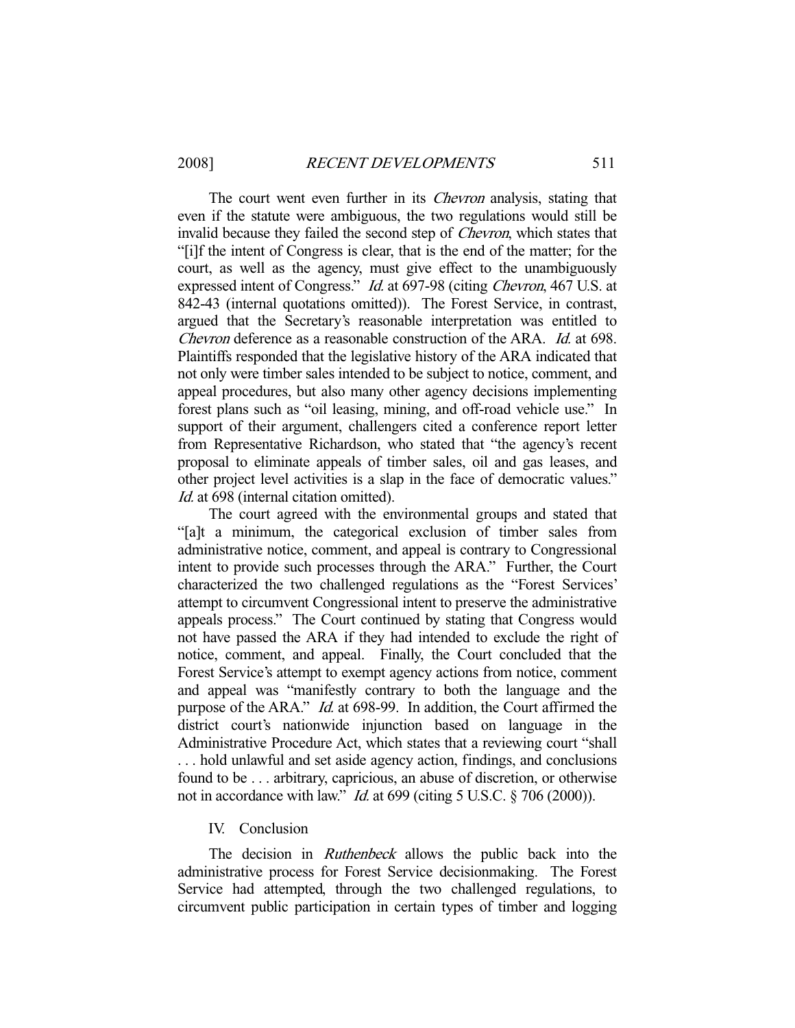The court went even further in its *Chevron* analysis, stating that even if the statute were ambiguous, the two regulations would still be invalid because they failed the second step of *Chevron*, which states that "[i]f the intent of Congress is clear, that is the end of the matter; for the court, as well as the agency, must give effect to the unambiguously expressed intent of Congress." *Id.* at 697-98 (citing *Chevron*, 467 U.S. at 842-43 (internal quotations omitted)). The Forest Service, in contrast, argued that the Secretary's reasonable interpretation was entitled to *Chevron* deference as a reasonable construction of the ARA. *Id.* at 698. Plaintiffs responded that the legislative history of the ARA indicated that not only were timber sales intended to be subject to notice, comment, and appeal procedures, but also many other agency decisions implementing forest plans such as "oil leasing, mining, and off-road vehicle use." In support of their argument, challengers cited a conference report letter from Representative Richardson, who stated that "the agency's recent proposal to eliminate appeals of timber sales, oil and gas leases, and other project level activities is a slap in the face of democratic values." *Id.* at 698 (internal citation omitted).

The court agreed with the environmental groups and stated that "[a]t a minimum, the categorical exclusion of timber sales from administrative notice, comment, and appeal is contrary to Congressional intent to provide such processes through the ARA." Further, the Court characterized the two challenged regulations as the "Forest Services' attempt to circumvent Congressional intent to preserve the administrative appeals process." The Court continued by stating that Congress would not have passed the ARA if they had intended to exclude the right of notice, comment, and appeal. Finally, the Court concluded that the Forest Service's attempt to exempt agency actions from notice, comment and appeal was "manifestly contrary to both the language and the purpose of the ARA." *Id.* at 698-99. In addition, the Court affirmed the district court's nationwide injunction based on language in the Administrative Procedure Act, which states that a reviewing court "shall . . . hold unlawful and set aside agency action, findings, and conclusions found to be . . . arbitrary, capricious, an abuse of discretion, or otherwise not in accordance with law." *Id.* at 699 (citing 5 U.S.C. § 706 (2000)).

## IV. Conclusion

The decision in *Ruthenbeck* allows the public back into the administrative process for Forest Service decisionmaking. The Forest Service had attempted, through the two challenged regulations, to circumvent public participation in certain types of timber and logging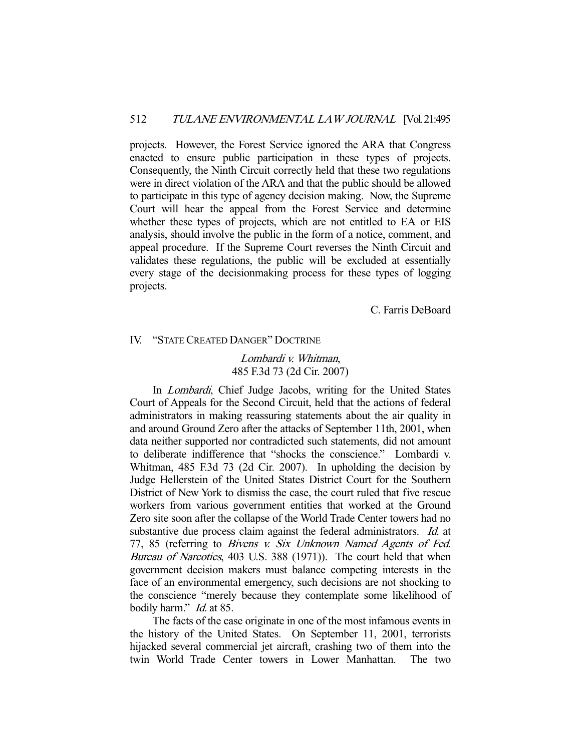projects. However, the Forest Service ignored the ARA that Congress enacted to ensure public participation in these types of projects. Consequently, the Ninth Circuit correctly held that these two regulations were in direct violation of the ARA and that the public should be allowed to participate in this type of agency decision making. Now, the Supreme Court will hear the appeal from the Forest Service and determine whether these types of projects, which are not entitled to EA or EIS analysis, should involve the public in the form of a notice, comment, and appeal procedure. If the Supreme Court reverses the Ninth Circuit and validates these regulations, the public will be excluded at essentially every stage of the decisionmaking process for these types of logging projects.

C. Farris DeBoard

## IV. "STATE CREATED DANGER" DOCTRINE

### *Lombardi v. Whitman*, 485 F.3d 73 (2d Cir. 2007)

In *Lombardi*, Chief Judge Jacobs, writing for the United States Court of Appeals for the Second Circuit, held that the actions of federal administrators in making reassuring statements about the air quality in and around Ground Zero after the attacks of September 11th, 2001, when data neither supported nor contradicted such statements, did not amount to deliberate indifference that "shocks the conscience." Lombardi v. Whitman, 485 F.3d 73 (2d Cir. 2007). In upholding the decision by Judge Hellerstein of the United States District Court for the Southern District of New York to dismiss the case, the court ruled that five rescue workers from various government entities that worked at the Ground Zero site soon after the collapse of the World Trade Center towers had no substantive due process claim against the federal administrators. *Id.* at 77, 85 (referring to *Bivens v. Six Unknown Named Agents of Fed. Bureau of Narcotics*, 403 U.S. 388 (1971)). The court held that when government decision makers must balance competing interests in the face of an environmental emergency, such decisions are not shocking to the conscience "merely because they contemplate some likelihood of bodily harm." *Id.* at 85.

The facts of the case originate in one of the most infamous events in the history of the United States. On September 11, 2001, terrorists hijacked several commercial jet aircraft, crashing two of them into the twin World Trade Center towers in Lower Manhattan. The two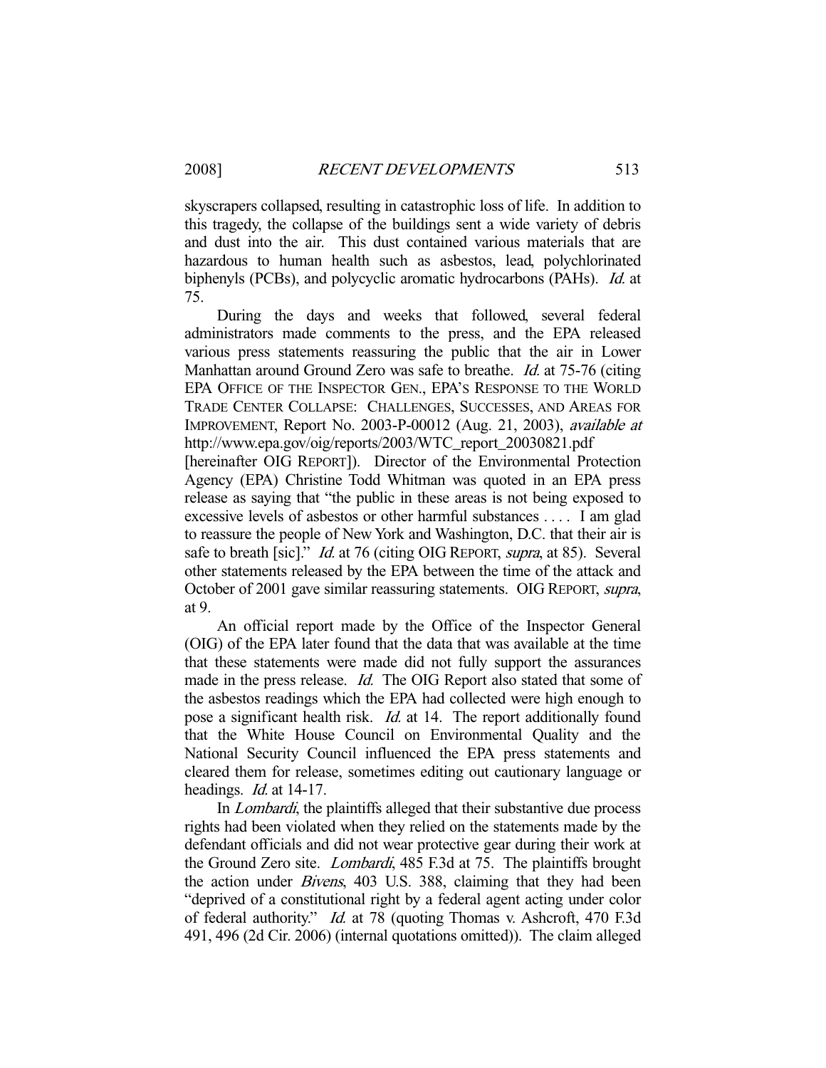skyscrapers collapsed, resulting in catastrophic loss of life. In addition to this tragedy, the collapse of the buildings sent a wide variety of debris and dust into the air. This dust contained various materials that are hazardous to human health such as asbestos, lead, polychlorinated biphenyls (PCBs), and polycyclic aromatic hydrocarbons (PAHs). *Id.* at 75.

During the days and weeks that followed, several federal administrators made comments to the press, and the EPA released various press statements reassuring the public that the air in Lower Manhattan around Ground Zero was safe to breathe. *Id.* at 75-76 (citing EPA OFFICE OF THE INSPECTOR GEN., EPA'S RESPONSE TO THE WORLD TRADE CENTER COLLAPSE: CHALLENGES, SUCCESSES, AND AREAS FOR IMPROVEMENT, Report No. 2003-P-00012 (Aug. 21, 2003), *available at* http://www.epa.gov/oig/reports/2003/WTC_report_20030821.pdf [hereinafter OIG REPORT]). Director of the Environmental Protection Agency (EPA) Christine Todd Whitman was quoted in an EPA press release as saying that "the public in these areas is not being exposed to excessive levels of asbestos or other harmful substances . . . . I am glad to reassure the people of New York and Washington, D.C. that their air is safe to breath [sic]." *Id.* at 76 (citing OIG REPORT, *supra*, at 85). Several other statements released by the EPA between the time of the attack and October of 2001 gave similar reassuring statements. OIG REPORT, *supra*, at 9.

An official report made by the Office of the Inspector General (OIG) of the EPA later found that the data that was available at the time that these statements were made did not fully support the assurances made in the press release. *Id.* The OIG Report also stated that some of the asbestos readings which the EPA had collected were high enough to pose a significant health risk. *Id.* at 14. The report additionally found that the White House Council on Environmental Quality and the National Security Council influenced the EPA press statements and cleared them for release, sometimes editing out cautionary language or headings. *Id.* at 14-17.

In *Lombardi*, the plaintiffs alleged that their substantive due process rights had been violated when they relied on the statements made by the defendant officials and did not wear protective gear during their work at the Ground Zero site. *Lombardi*, 485 F.3d at 75. The plaintiffs brought the action under *Bivens*, 403 U.S. 388, claiming that they had been "deprived of a constitutional right by a federal agent acting under color of federal authority." *Id.* at 78 (quoting Thomas v. Ashcroft, 470 F.3d 491, 496 (2d Cir. 2006) (internal quotations omitted)). The claim alleged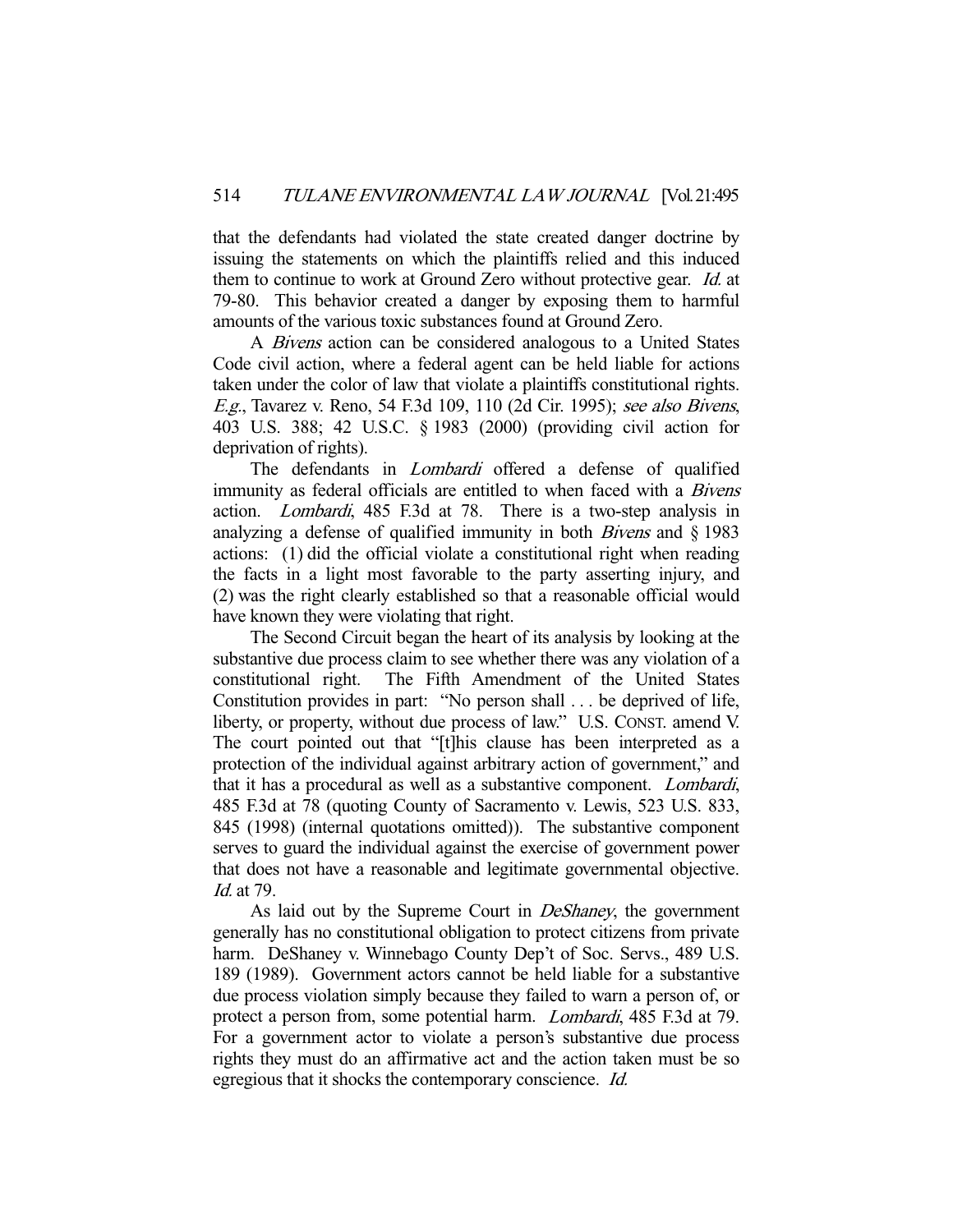that the defendants had violated the state created danger doctrine by issuing the statements on which the plaintiffs relied and this induced them to continue to work at Ground Zero without protective gear. *Id.* at 79-80. This behavior created a danger by exposing them to harmful amounts of the various toxic substances found at Ground Zero.

A *Bivens* action can be considered analogous to a United States Code civil action, where a federal agent can be held liable for actions taken under the color of law that violate a plaintiffs constitutional rights. *E.g.*, Tavarez v. Reno, 54 F.3d 109, 110 (2d Cir. 1995); *see also Bivens*, 403 U.S. 388; 42 U.S.C. § 1983 (2000) (providing civil action for deprivation of rights).

The defendants in *Lombardi* offered a defense of qualified immunity as federal officials are entitled to when faced with a *Bivens* action. *Lombardi*, 485 F.3d at 78. There is a two-step analysis in analyzing a defense of qualified immunity in both *Bivens* and § 1983 actions: (1) did the official violate a constitutional right when reading the facts in a light most favorable to the party asserting injury, and (2) was the right clearly established so that a reasonable official would have known they were violating that right.

The Second Circuit began the heart of its analysis by looking at the substantive due process claim to see whether there was any violation of a constitutional right. The Fifth Amendment of the United States Constitution provides in part: "No person shall . . . be deprived of life, liberty, or property, without due process of law." U.S. CONST. amend V. The court pointed out that "[t]his clause has been interpreted as a protection of the individual against arbitrary action of government," and that it has a procedural as well as a substantive component. *Lombardi*, 485 F.3d at 78 (quoting County of Sacramento v. Lewis, 523 U.S. 833, 845 (1998) (internal quotations omitted)). The substantive component serves to guard the individual against the exercise of government power that does not have a reasonable and legitimate governmental objective. *Id.* at 79.

As laid out by the Supreme Court in *DeShaney*, the government generally has no constitutional obligation to protect citizens from private harm. DeShaney v. Winnebago County Dep't of Soc. Servs., 489 U.S. 189 (1989). Government actors cannot be held liable for a substantive due process violation simply because they failed to warn a person of, or protect a person from, some potential harm. *Lombardi*, 485 F.3d at 79. For a government actor to violate a person's substantive due process rights they must do an affirmative act and the action taken must be so egregious that it shocks the contemporary conscience. *Id.*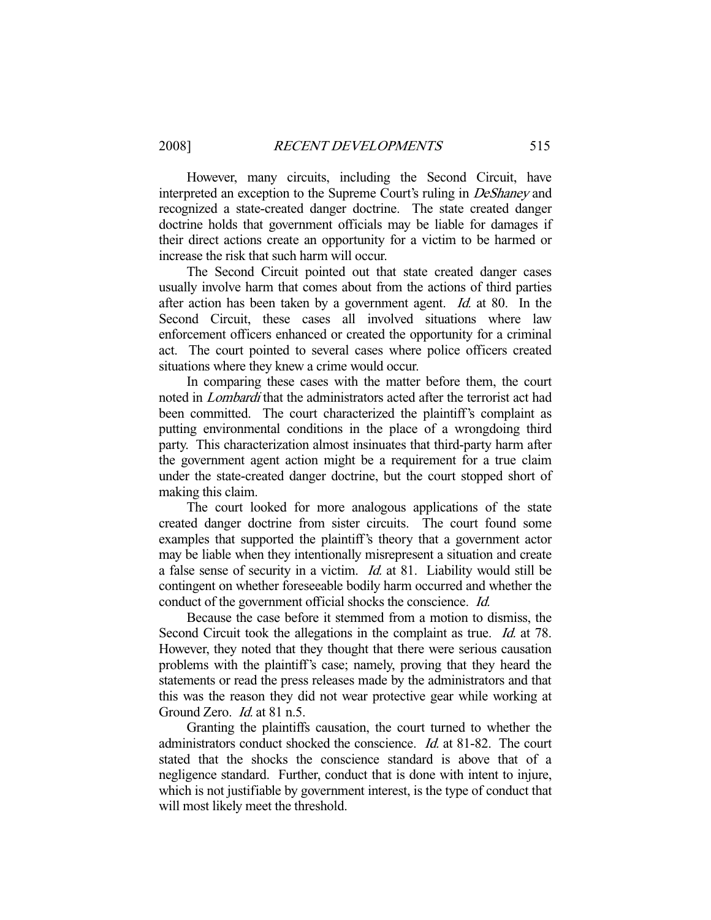However, many circuits, including the Second Circuit, have interpreted an exception to the Supreme Court's ruling in *DeShaney* and recognized a state-created danger doctrine. The state created danger doctrine holds that government officials may be liable for damages if their direct actions create an opportunity for a victim to be harmed or increase the risk that such harm will occur.

The Second Circuit pointed out that state created danger cases usually involve harm that comes about from the actions of third parties after action has been taken by a government agent. *Id.* at 80. In the Second Circuit, these cases all involved situations where law enforcement officers enhanced or created the opportunity for a criminal act. The court pointed to several cases where police officers created situations where they knew a crime would occur.

In comparing these cases with the matter before them, the court noted in *Lombardi* that the administrators acted after the terrorist act had been committed. The court characterized the plaintiff's complaint as putting environmental conditions in the place of a wrongdoing third party. This characterization almost insinuates that third-party harm after the government agent action might be a requirement for a true claim under the state-created danger doctrine, but the court stopped short of making this claim.

The court looked for more analogous applications of the state created danger doctrine from sister circuits. The court found some examples that supported the plaintiff's theory that a government actor may be liable when they intentionally misrepresent a situation and create a false sense of security in a victim. *Id.* at 81. Liability would still be contingent on whether foreseeable bodily harm occurred and whether the conduct of the government official shocks the conscience. *Id.*

Because the case before it stemmed from a motion to dismiss, the Second Circuit took the allegations in the complaint as true. *Id.* at 78. However, they noted that they thought that there were serious causation problems with the plaintiff's case; namely, proving that they heard the statements or read the press releases made by the administrators and that this was the reason they did not wear protective gear while working at Ground Zero. *Id.* at 81 n.5.

Granting the plaintiffs causation, the court turned to whether the administrators conduct shocked the conscience. *Id.* at 81-82. The court stated that the shocks the conscience standard is above that of a negligence standard. Further, conduct that is done with intent to injure, which is not justifiable by government interest, is the type of conduct that will most likely meet the threshold.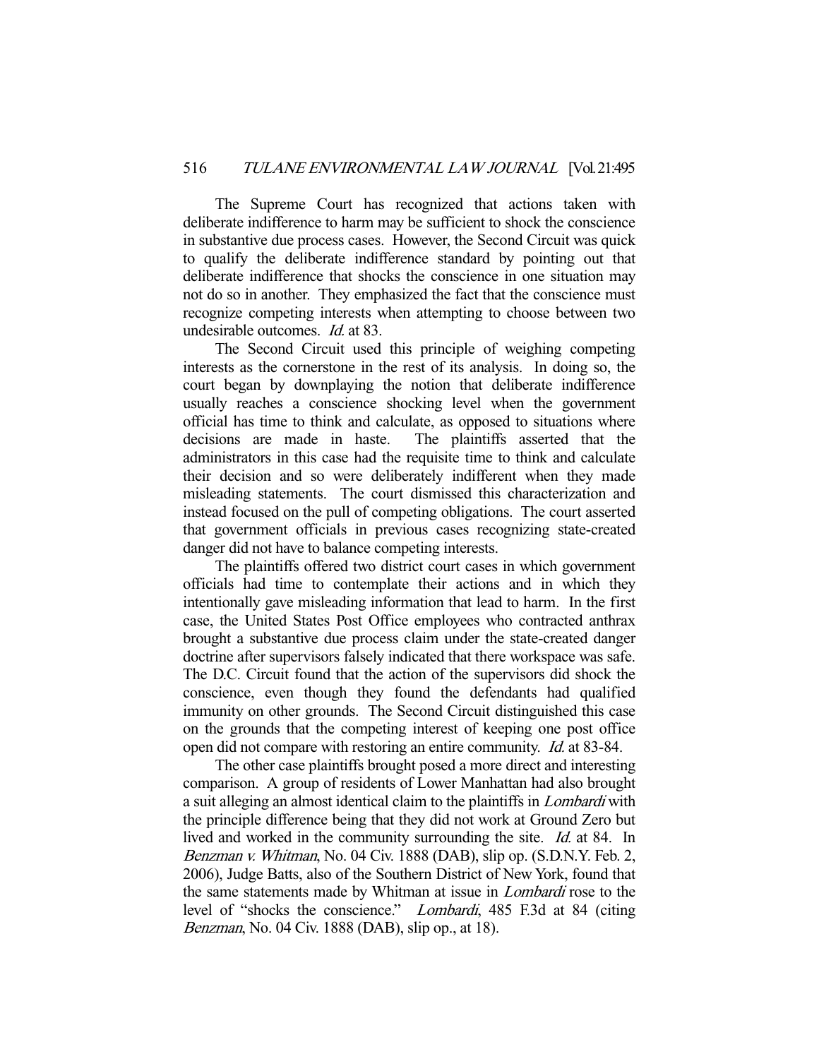The Supreme Court has recognized that actions taken with deliberate indifference to harm may be sufficient to shock the conscience in substantive due process cases. However, the Second Circuit was quick to qualify the deliberate indifference standard by pointing out that deliberate indifference that shocks the conscience in one situation may not do so in another. They emphasized the fact that the conscience must recognize competing interests when attempting to choose between two undesirable outcomes. *Id.* at 83.

The Second Circuit used this principle of weighing competing interests as the cornerstone in the rest of its analysis. In doing so, the court began by downplaying the notion that deliberate indifference usually reaches a conscience shocking level when the government official has time to think and calculate, as opposed to situations where decisions are made in haste. The plaintiffs asserted that the administrators in this case had the requisite time to think and calculate their decision and so were deliberately indifferent when they made misleading statements. The court dismissed this characterization and instead focused on the pull of competing obligations. The court asserted that government officials in previous cases recognizing state-created danger did not have to balance competing interests.

The plaintiffs offered two district court cases in which government officials had time to contemplate their actions and in which they intentionally gave misleading information that lead to harm. In the first case, the United States Post Office employees who contracted anthrax brought a substantive due process claim under the state-created danger doctrine after supervisors falsely indicated that there workspace was safe. The D.C. Circuit found that the action of the supervisors did shock the conscience, even though they found the defendants had qualified immunity on other grounds. The Second Circuit distinguished this case on the grounds that the competing interest of keeping one post office open did not compare with restoring an entire community. *Id.* at 83-84.

The other case plaintiffs brought posed a more direct and interesting comparison. A group of residents of Lower Manhattan had also brought a suit alleging an almost identical claim to the plaintiffs in *Lombardi* with the principle difference being that they did not work at Ground Zero but lived and worked in the community surrounding the site. *Id.* at 84. In *Benzman v. Whitman*, No. 04 Civ. 1888 (DAB), slip op. (S.D.N.Y. Feb. 2, 2006), Judge Batts, also of the Southern District of New York, found that the same statements made by Whitman at issue in *Lombardi* rose to the level of "shocks the conscience." *Lombardi*, 485 F.3d at 84 (citing *Benzman*, No. 04 Civ. 1888 (DAB), slip op., at 18).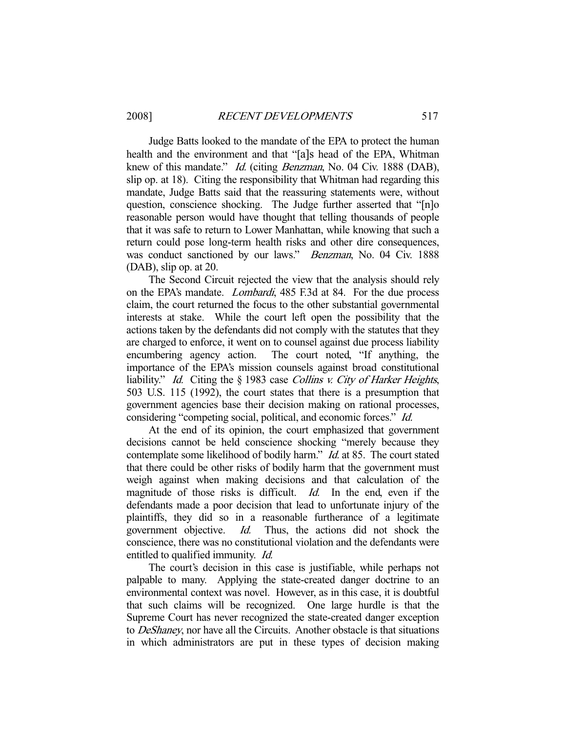Judge Batts looked to the mandate of the EPA to protect the human health and the environment and that "[a]s head of the EPA, Whitman knew of this mandate." *Id.* (citing *Benzman*, No. 04 Civ. 1888 (DAB), slip op. at 18). Citing the responsibility that Whitman had regarding this mandate, Judge Batts said that the reassuring statements were, without question, conscience shocking. The Judge further asserted that "[n]o reasonable person would have thought that telling thousands of people that it was safe to return to Lower Manhattan, while knowing that such a return could pose long-term health risks and other dire consequences, was conduct sanctioned by our laws." *Benzman*, No. 04 Civ. 1888 (DAB), slip op. at 20.

The Second Circuit rejected the view that the analysis should rely on the EPA's mandate. *Lombardi*, 485 F.3d at 84. For the due process claim, the court returned the focus to the other substantial governmental interests at stake. While the court left open the possibility that the actions taken by the defendants did not comply with the statutes that they are charged to enforce, it went on to counsel against due process liability encumbering agency action. The court noted, "If anything, the importance of the EPA's mission counsels against broad constitutional liability." *Id.* Citing the § 1983 case *Collins v. City of Harker Heights*, 503 U.S. 115 (1992), the court states that there is a presumption that government agencies base their decision making on rational processes, considering "competing social, political, and economic forces." *Id.*

At the end of its opinion, the court emphasized that government decisions cannot be held conscience shocking "merely because they contemplate some likelihood of bodily harm." *Id.* at 85. The court stated that there could be other risks of bodily harm that the government must weigh against when making decisions and that calculation of the magnitude of those risks is difficult. *Id.* In the end, even if the defendants made a poor decision that lead to unfortunate injury of the plaintiffs, they did so in a reasonable furtherance of a legitimate government objective. *Id.* Thus, the actions did not shock the conscience, there was no constitutional violation and the defendants were entitled to qualified immunity. *Id.*

The court's decision in this case is justifiable, while perhaps not palpable to many. Applying the state-created danger doctrine to an environmental context was novel. However, as in this case, it is doubtful that such claims will be recognized. One large hurdle is that the Supreme Court has never recognized the state-created danger exception to *DeShaney*, nor have all the Circuits. Another obstacle is that situations in which administrators are put in these types of decision making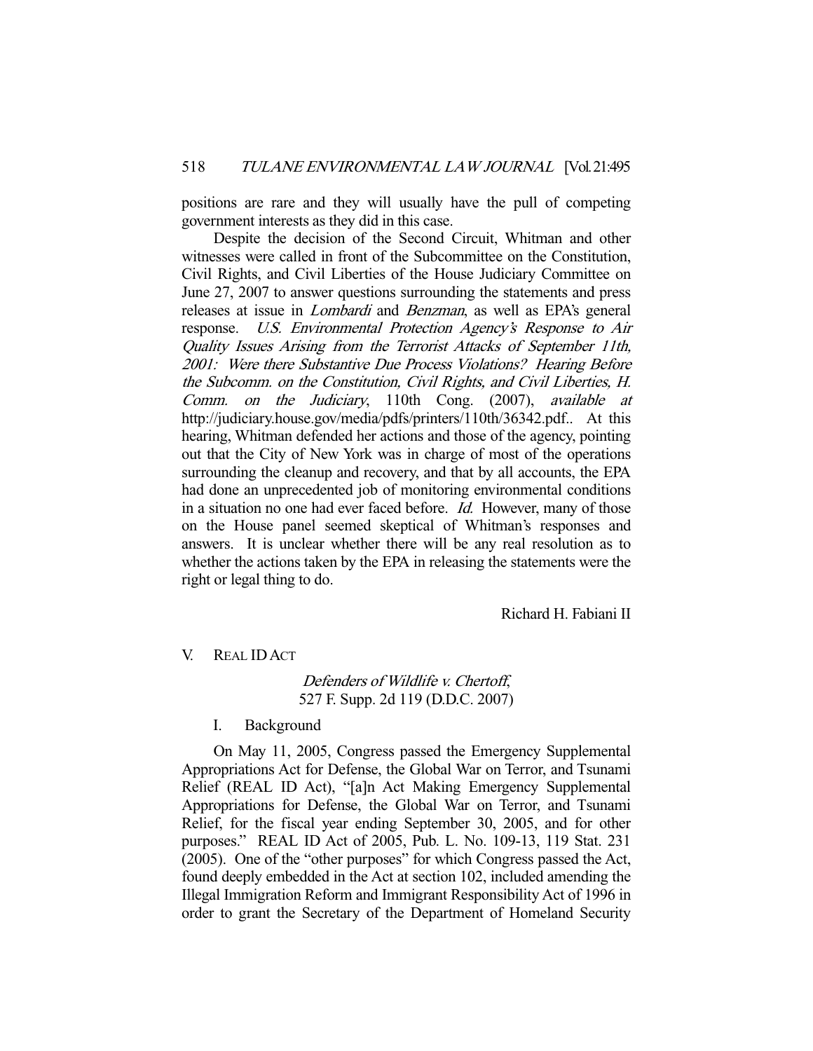positions are rare and they will usually have the pull of competing government interests as they did in this case.

Despite the decision of the Second Circuit, Whitman and other witnesses were called in front of the Subcommittee on the Constitution, Civil Rights, and Civil Liberties of the House Judiciary Committee on June 27, 2007 to answer questions surrounding the statements and press releases at issue in *Lombardi* and *Benzman*, as well as EPA's general response. *U.S. Environmental Protection Agency's Response to Air Quality Issues Arising from the Terrorist Attacks of September 11th, 2001: Were there Substantive Due Process Violations? Hearing Before the Subcomm. on the Constitution, Civil Rights, and Civil Liberties, H. Comm. on the Judiciary*, 110th Cong. (2007), *available at* http://judiciary.house.gov/media/pdfs/printers/110th/36342.pdf.. At this hearing, Whitman defended her actions and those of the agency, pointing out that the City of New York was in charge of most of the operations surrounding the cleanup and recovery, and that by all accounts, the EPA had done an unprecedented job of monitoring environmental conditions in a situation no one had ever faced before. *Id.* However, many of those on the House panel seemed skeptical of Whitman's responses and answers. It is unclear whether there will be any real resolution as to whether the actions taken by the EPA in releasing the statements were the right or legal thing to do.

Richard H. Fabiani II

## V. REAL ID ACT

### *Defenders of Wildlife v. Chertoff*, 527 F. Supp. 2d 119 (D.D.C. 2007)

#### I. Background

On May 11, 2005, Congress passed the Emergency Supplemental Appropriations Act for Defense, the Global War on Terror, and Tsunami Relief (REAL ID Act), "[a]n Act Making Emergency Supplemental Appropriations for Defense, the Global War on Terror, and Tsunami Relief, for the fiscal year ending September 30, 2005, and for other purposes." REAL ID Act of 2005, Pub. L. No. 109-13, 119 Stat. 231 (2005). One of the "other purposes" for which Congress passed the Act, found deeply embedded in the Act at section 102, included amending the Illegal Immigration Reform and Immigrant Responsibility Act of 1996 in order to grant the Secretary of the Department of Homeland Security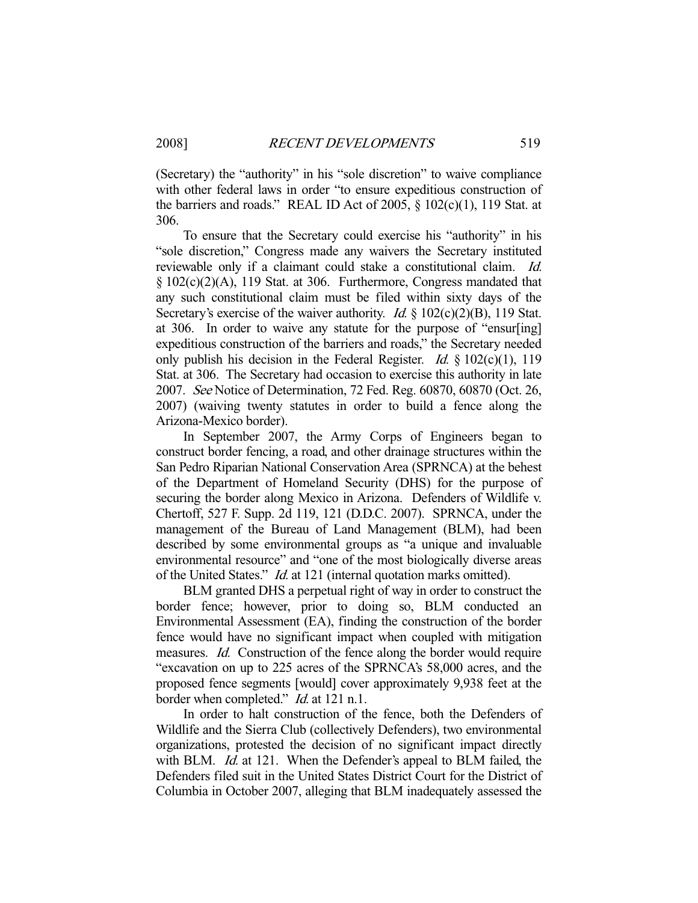(Secretary) the "authority" in his "sole discretion" to waive compliance with other federal laws in order "to ensure expeditious construction of the barriers and roads." REAL ID Act of 2005, § 102(c)(1), 119 Stat. at 306.

To ensure that the Secretary could exercise his "authority" in his "sole discretion," Congress made any waivers the Secretary instituted reviewable only if a claimant could stake a constitutional claim. *Id.* § 102(c)(2)(A), 119 Stat. at 306. Furthermore, Congress mandated that any such constitutional claim must be filed within sixty days of the Secretary's exercise of the waiver authority. *Id.* § 102(c)(2)(B), 119 Stat. at 306. In order to waive any statute for the purpose of "ensur[ing] expeditious construction of the barriers and roads," the Secretary needed only publish his decision in the Federal Register. *Id.* § 102(c)(1), 119 Stat. at 306. The Secretary had occasion to exercise this authority in late 2007. *See* Notice of Determination, 72 Fed. Reg. 60870, 60870 (Oct. 26, 2007) (waiving twenty statutes in order to build a fence along the Arizona-Mexico border).

In September 2007, the Army Corps of Engineers began to construct border fencing, a road, and other drainage structures within the San Pedro Riparian National Conservation Area (SPRNCA) at the behest of the Department of Homeland Security (DHS) for the purpose of securing the border along Mexico in Arizona. Defenders of Wildlife v. Chertoff, 527 F. Supp. 2d 119, 121 (D.D.C. 2007). SPRNCA, under the management of the Bureau of Land Management (BLM), had been described by some environmental groups as "a unique and invaluable environmental resource" and "one of the most biologically diverse areas of the United States." *Id.* at 121 (internal quotation marks omitted).

BLM granted DHS a perpetual right of way in order to construct the border fence; however, prior to doing so, BLM conducted an Environmental Assessment (EA), finding the construction of the border fence would have no significant impact when coupled with mitigation measures. *Id.* Construction of the fence along the border would require "excavation on up to 225 acres of the SPRNCA's 58,000 acres, and the proposed fence segments [would] cover approximately 9,938 feet at the border when completed." *Id.* at 121 n.1.

In order to halt construction of the fence, both the Defenders of Wildlife and the Sierra Club (collectively Defenders), two environmental organizations, protested the decision of no significant impact directly with BLM. *Id.* at 121. When the Defender's appeal to BLM failed, the Defenders filed suit in the United States District Court for the District of Columbia in October 2007, alleging that BLM inadequately assessed the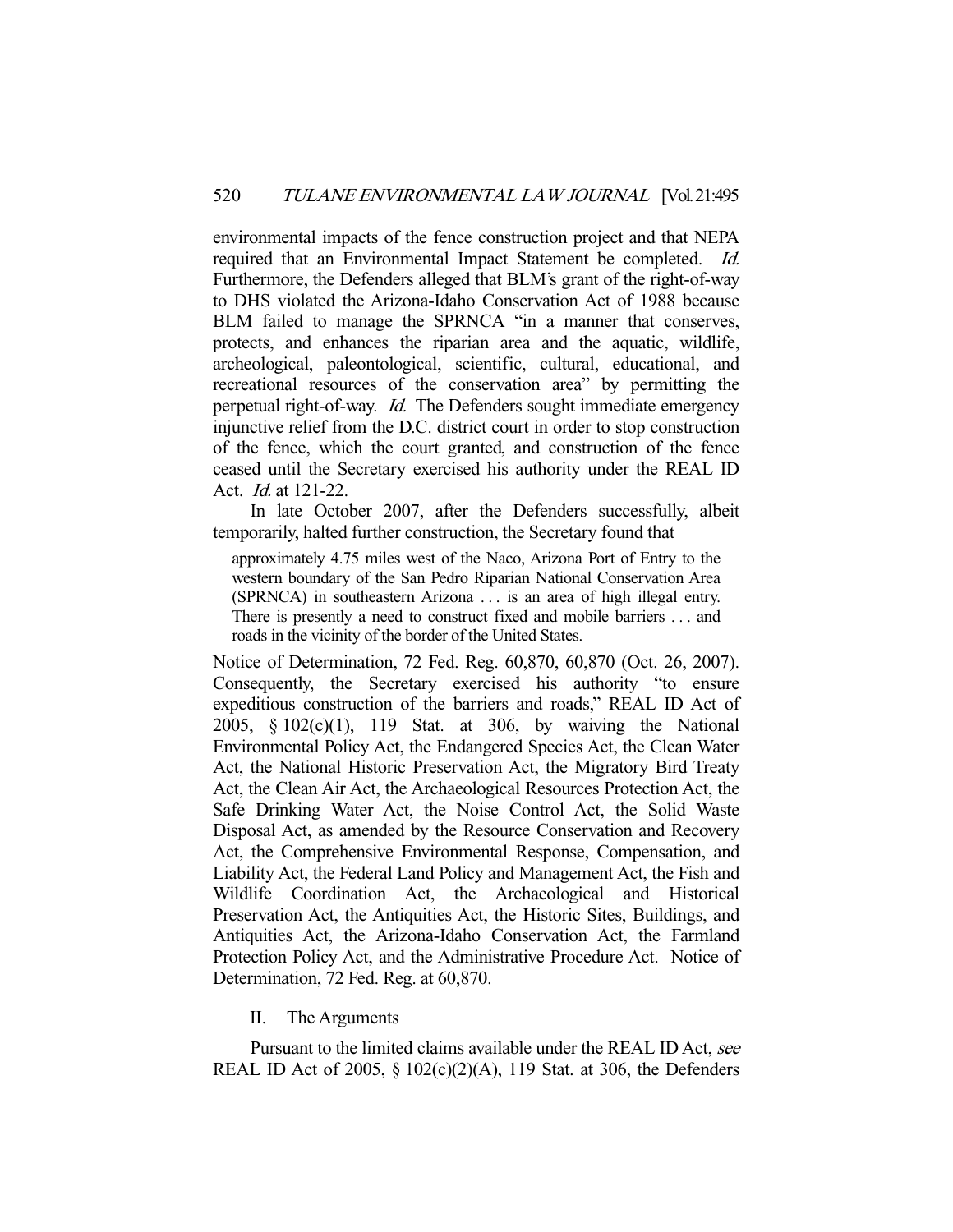environmental impacts of the fence construction project and that NEPA required that an Environmental Impact Statement be completed. *Id.* Furthermore, the Defenders alleged that BLM's grant of the right-of-way to DHS violated the Arizona-Idaho Conservation Act of 1988 because BLM failed to manage the SPRNCA "in a manner that conserves, protects, and enhances the riparian area and the aquatic, wildlife, archeological, paleontological, scientific, cultural, educational, and recreational resources of the conservation area" by permitting the perpetual right-of-way. *Id.* The Defenders sought immediate emergency injunctive relief from the D.C. district court in order to stop construction of the fence, which the court granted, and construction of the fence ceased until the Secretary exercised his authority under the REAL ID Act. *Id.* at 121-22.

In late October 2007, after the Defenders successfully, albeit temporarily, halted further construction, the Secretary found that

> approximately 4.75 miles west of the Naco, Arizona Port of Entry to the western boundary of the San Pedro Riparian National Conservation Area (SPRNCA) in southeastern Arizona . . . is an area of high illegal entry. There is presently a need to construct fixed and mobile barriers . . . and roads in the vicinity of the border of the United States.

Notice of Determination, 72 Fed. Reg. 60,870, 60,870 (Oct. 26, 2007). Consequently, the Secretary exercised his authority "to ensure expeditious construction of the barriers and roads," REAL ID Act of 2005, § 102(c)(1), 119 Stat. at 306, by waiving the National Environmental Policy Act, the Endangered Species Act, the Clean Water Act, the National Historic Preservation Act, the Migratory Bird Treaty Act, the Clean Air Act, the Archaeological Resources Protection Act, the Safe Drinking Water Act, the Noise Control Act, the Solid Waste Disposal Act, as amended by the Resource Conservation and Recovery Act, the Comprehensive Environmental Response, Compensation, and Liability Act, the Federal Land Policy and Management Act, the Fish and Wildlife Coordination Act, the Archaeological and Historical Preservation Act, the Antiquities Act, the Historic Sites, Buildings, and Antiquities Act, the Arizona-Idaho Conservation Act, the Farmland Protection Policy Act, and the Administrative Procedure Act. Notice of Determination, 72 Fed. Reg. at 60,870.

## II. The Arguments

Pursuant to the limited claims available under the REAL ID Act, *see* REAL ID Act of 2005, § 102(c)(2)(A), 119 Stat. at 306, the Defenders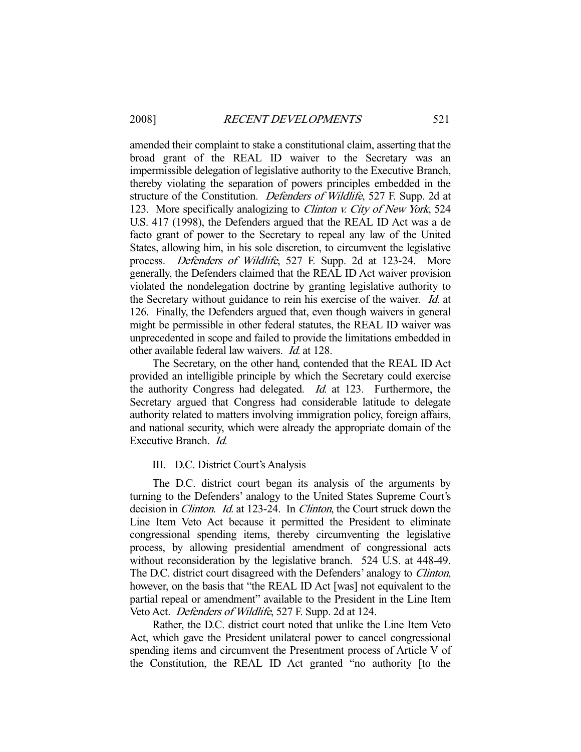amended their complaint to stake a constitutional claim, asserting that the broad grant of the REAL ID waiver to the Secretary was an impermissible delegation of legislative authority to the Executive Branch, thereby violating the separation of powers principles embedded in the structure of the Constitution. *Defenders of Wildlife*, 527 F. Supp. 2d at 123. More specifically analogizing to *Clinton v. City of New York*, 524 U.S. 417 (1998), the Defenders argued that the REAL ID Act was a de facto grant of power to the Secretary to repeal any law of the United States, allowing him, in his sole discretion, to circumvent the legislative process. *Defenders of Wildlife*, 527 F. Supp. 2d at 123-24. More generally, the Defenders claimed that the REAL ID Act waiver provision violated the nondelegation doctrine by granting legislative authority to the Secretary without guidance to rein his exercise of the waiver. *Id.* at 126. Finally, the Defenders argued that, even though waivers in general might be permissible in other federal statutes, the REAL ID waiver was unprecedented in scope and failed to provide the limitations embedded in other available federal law waivers. *Id.* at 128.

The Secretary, on the other hand, contended that the REAL ID Act provided an intelligible principle by which the Secretary could exercise the authority Congress had delegated. *Id.* at 123. Furthermore, the Secretary argued that Congress had considerable latitude to delegate authority related to matters involving immigration policy, foreign affairs, and national security, which were already the appropriate domain of the Executive Branch. *Id.*

## III. D.C. District Court's Analysis

The D.C. district court began its analysis of the arguments by turning to the Defenders' analogy to the United States Supreme Court's decision in *Clinton*. *Id.* at 123-24. In *Clinton*, the Court struck down the Line Item Veto Act because it permitted the President to eliminate congressional spending items, thereby circumventing the legislative process, by allowing presidential amendment of congressional acts without reconsideration by the legislative branch. 524 U.S. at 448-49. The D.C. district court disagreed with the Defenders' analogy to *Clinton*, however, on the basis that "the REAL ID Act [was] not equivalent to the partial repeal or amendment" available to the President in the Line Item Veto Act. *Defenders of Wildlife*, 527 F. Supp. 2d at 124.

Rather, the D.C. district court noted that unlike the Line Item Veto Act, which gave the President unilateral power to cancel congressional spending items and circumvent the Presentment process of Article V of the Constitution, the REAL ID Act granted "no authority [to the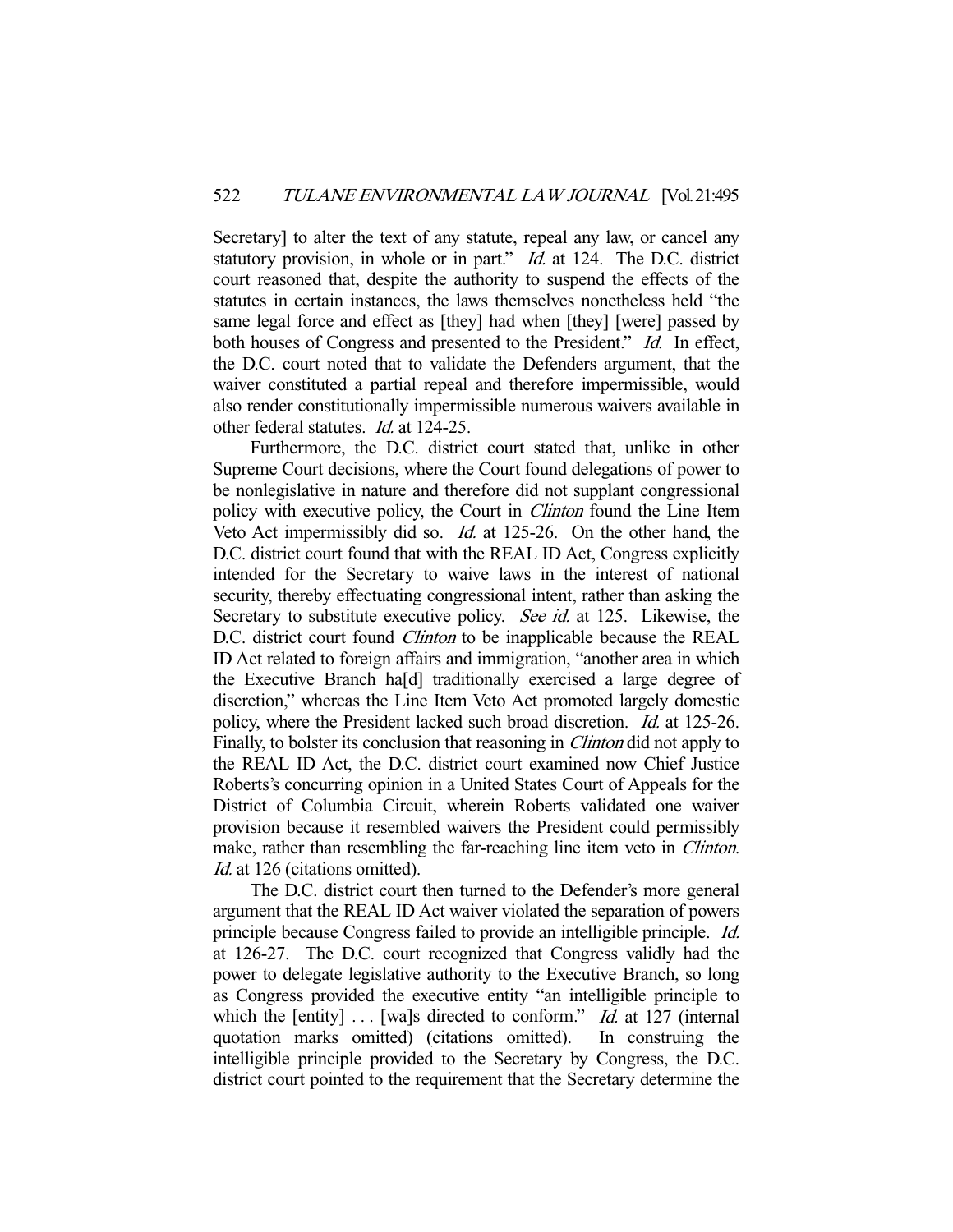Secretary] to alter the text of any statute, repeal any law, or cancel any statutory provision, in whole or in part." *Id.* at 124. The D.C. district court reasoned that, despite the authority to suspend the effects of the statutes in certain instances, the laws themselves nonetheless held "the same legal force and effect as [they] had when [they] [were] passed by both houses of Congress and presented to the President." *Id.* In effect, the D.C. court noted that to validate the Defenders argument, that the waiver constituted a partial repeal and therefore impermissible, would also render constitutionally impermissible numerous waivers available in other federal statutes. *Id.* at 124-25.

Furthermore, the D.C. district court stated that, unlike in other Supreme Court decisions, where the Court found delegations of power to be nonlegislative in nature and therefore did not supplant congressional policy with executive policy, the Court in *Clinton* found the Line Item Veto Act impermissibly did so. *Id.* at 125-26. On the other hand, the D.C. district court found that with the REAL ID Act, Congress explicitly intended for the Secretary to waive laws in the interest of national security, thereby effectuating congressional intent, rather than asking the Secretary to substitute executive policy. *See id.* at 125. Likewise, the D.C. district court found *Clinton* to be inapplicable because the REAL ID Act related to foreign affairs and immigration, "another area in which the Executive Branch ha[d] traditionally exercised a large degree of discretion," whereas the Line Item Veto Act promoted largely domestic policy, where the President lacked such broad discretion. *Id.* at 125-26. Finally, to bolster its conclusion that reasoning in *Clinton* did not apply to the REAL ID Act, the D.C. district court examined now Chief Justice Roberts's concurring opinion in a United States Court of Appeals for the District of Columbia Circuit, wherein Roberts validated one waiver provision because it resembled waivers the President could permissibly make, rather than resembling the far-reaching line item veto in *Clinton*. *Id.* at 126 (citations omitted).

The D.C. district court then turned to the Defender's more general argument that the REAL ID Act waiver violated the separation of powers principle because Congress failed to provide an intelligible principle. *Id.* at 126-27. The D.C. court recognized that Congress validly had the power to delegate legislative authority to the Executive Branch, so long as Congress provided the executive entity "an intelligible principle to which the [entity] . . . [wa]s directed to conform." *Id.* at 127 (internal quotation marks omitted) (citations omitted). In construing the intelligible principle provided to the Secretary by Congress, the D.C. district court pointed to the requirement that the Secretary determine the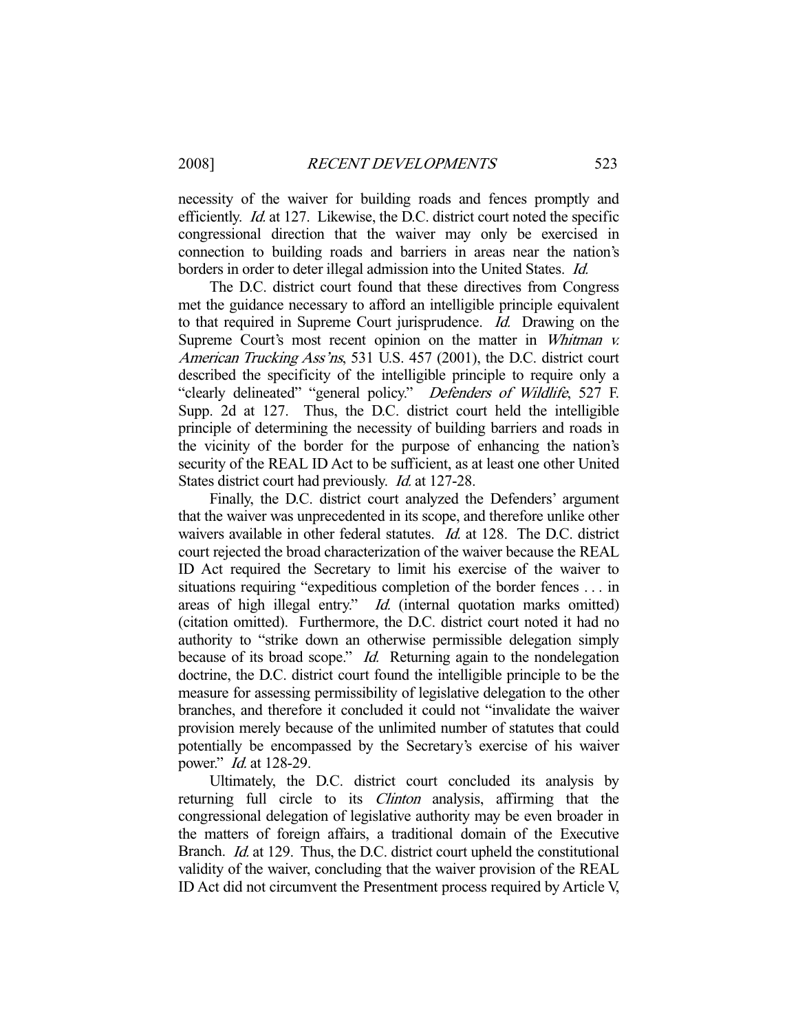necessity of the waiver for building roads and fences promptly and efficiently. *Id.* at 127. Likewise, the D.C. district court noted the specific congressional direction that the waiver may only be exercised in connection to building roads and barriers in areas near the nation's borders in order to deter illegal admission into the United States. *Id.*

The D.C. district court found that these directives from Congress met the guidance necessary to afford an intelligible principle equivalent to that required in Supreme Court jurisprudence. *Id.* Drawing on the Supreme Court's most recent opinion on the matter in *Whitman v. American Trucking Ass'ns*, 531 U.S. 457 (2001), the D.C. district court described the specificity of the intelligible principle to require only a "clearly delineated" "general policy." *Defenders of Wildlife*, 527 F. Supp. 2d at 127. Thus, the D.C. district court held the intelligible principle of determining the necessity of building barriers and roads in the vicinity of the border for the purpose of enhancing the nation's security of the REAL ID Act to be sufficient, as at least one other United States district court had previously. *Id.* at 127-28.

Finally, the D.C. district court analyzed the Defenders' argument that the waiver was unprecedented in its scope, and therefore unlike other waivers available in other federal statutes. *Id.* at 128. The D.C. district court rejected the broad characterization of the waiver because the REAL ID Act required the Secretary to limit his exercise of the waiver to situations requiring "expeditious completion of the border fences . . . in areas of high illegal entry." *Id.* (internal quotation marks omitted) (citation omitted). Furthermore, the D.C. district court noted it had no authority to "strike down an otherwise permissible delegation simply because of its broad scope." *Id.* Returning again to the nondelegation doctrine, the D.C. district court found the intelligible principle to be the measure for assessing permissibility of legislative delegation to the other branches, and therefore it concluded it could not "invalidate the waiver provision merely because of the unlimited number of statutes that could potentially be encompassed by the Secretary's exercise of his waiver power." *Id.* at 128-29.

Ultimately, the D.C. district court concluded its analysis by returning full circle to its *Clinton* analysis, affirming that the congressional delegation of legislative authority may be even broader in the matters of foreign affairs, a traditional domain of the Executive Branch. *Id.* at 129. Thus, the D.C. district court upheld the constitutional validity of the waiver, concluding that the waiver provision of the REAL ID Act did not circumvent the Presentment process required by Article V,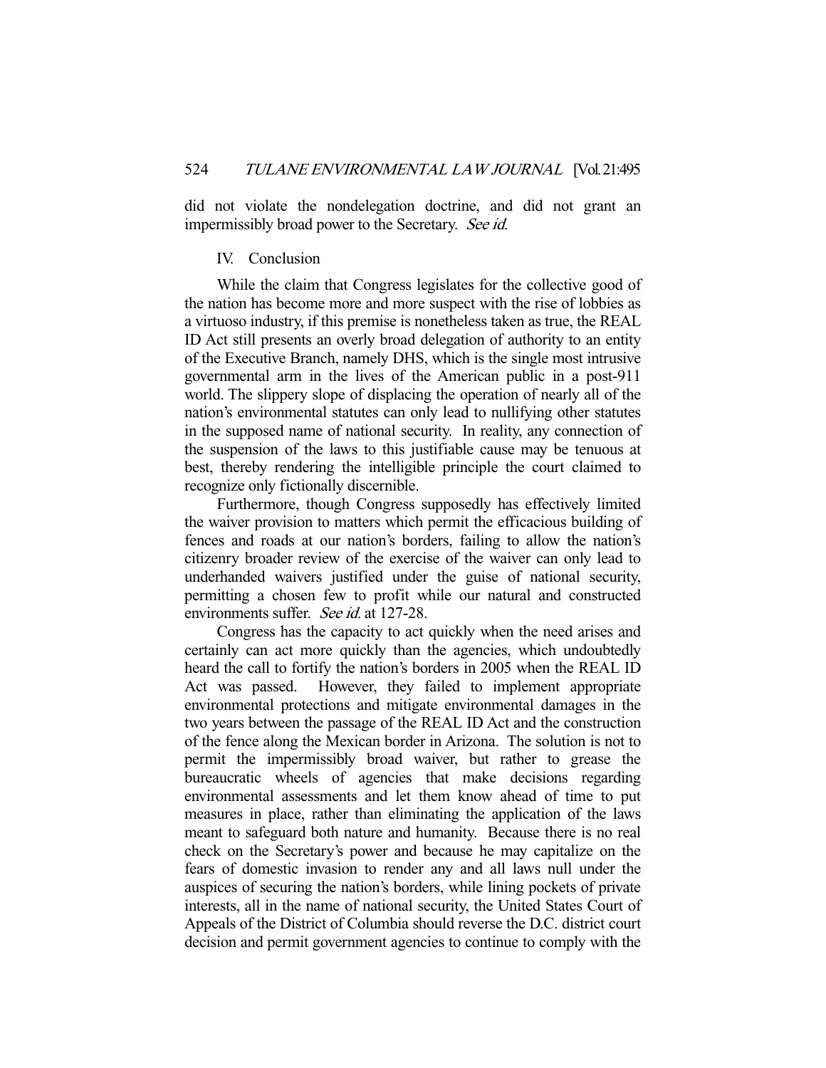did not violate the nondelegation doctrine, and did not grant an impermissibly broad power to the Secretary. *See id.*

## IV. Conclusion

While the claim that Congress legislates for the collective good of the nation has become more and more suspect with the rise of lobbies as a virtuoso industry, if this premise is nonetheless taken as true, the REAL ID Act still presents an overly broad delegation of authority to an entity of the Executive Branch, namely DHS, which is the single most intrusive governmental arm in the lives of the American public in a post-911 world. The slippery slope of displacing the operation of nearly all of the nation's environmental statutes can only lead to nullifying other statutes in the supposed name of national security. In reality, any connection of the suspension of the laws to this justifiable cause may be tenuous at best, thereby rendering the intelligible principle the court claimed to recognize only fictionally discernible.

Furthermore, though Congress supposedly has effectively limited the waiver provision to matters which permit the efficacious building of fences and roads at our nation's borders, failing to allow the nation's citizenry broader review of the exercise of the waiver can only lead to underhanded waivers justified under the guise of national security, permitting a chosen few to profit while our natural and constructed environments suffer. *See id.* at 127-28.

Congress has the capacity to act quickly when the need arises and certainly can act more quickly than the agencies, which undoubtedly heard the call to fortify the nation's borders in 2005 when the REAL ID Act was passed. However, they failed to implement appropriate environmental protections and mitigate environmental damages in the two years between the passage of the REAL ID Act and the construction of the fence along the Mexican border in Arizona. The solution is not to permit the impermissibly broad waiver, but rather to grease the bureaucratic wheels of agencies that make decisions regarding environmental assessments and let them know ahead of time to put measures in place, rather than eliminating the application of the laws meant to safeguard both nature and humanity. Because there is no real check on the Secretary's power and because he may capitalize on the fears of domestic invasion to render any and all laws null under the auspices of securing the nation's borders, while lining pockets of private interests, all in the name of national security, the United States Court of Appeals of the District of Columbia should reverse the D.C. district court decision and permit government agencies to continue to comply with the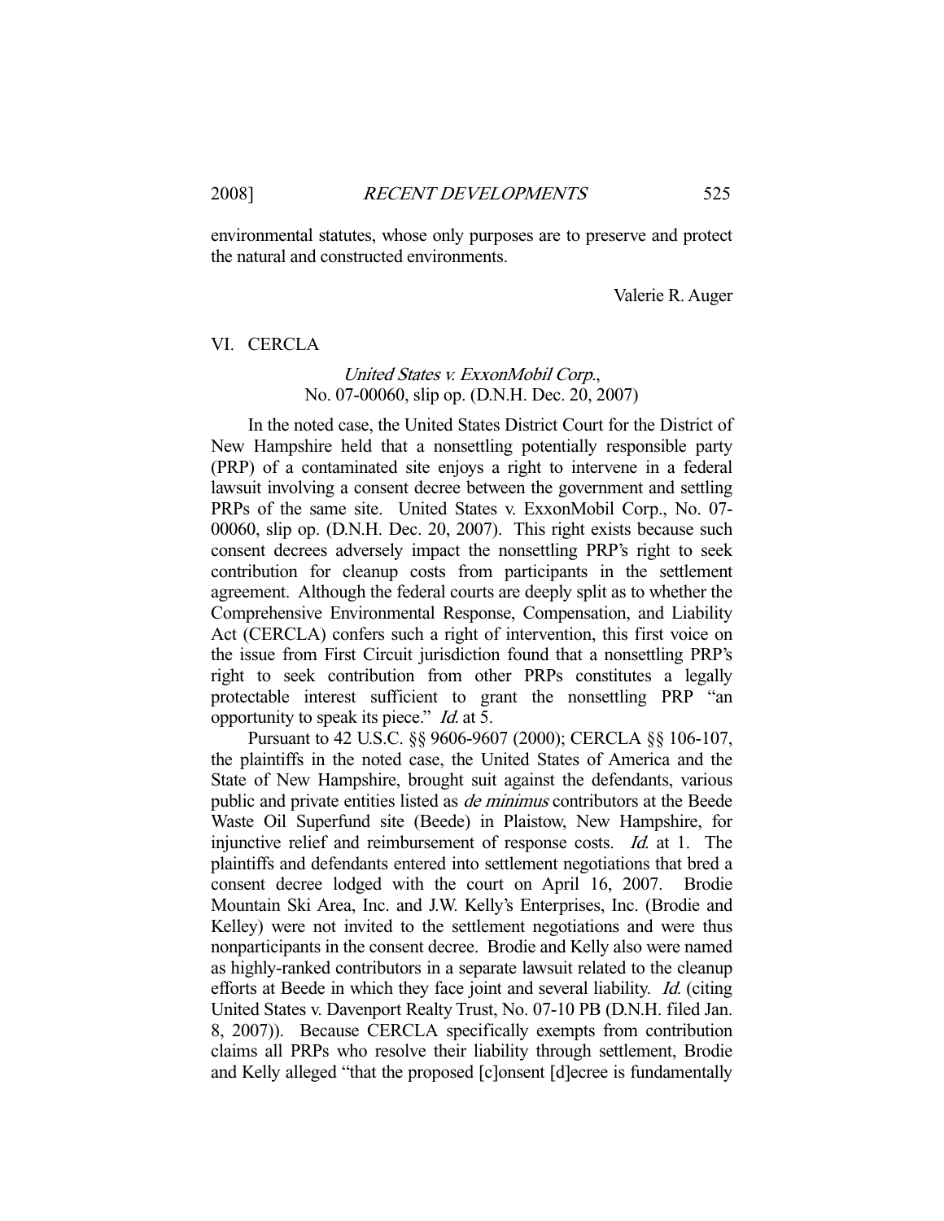environmental statutes, whose only purposes are to preserve and protect the natural and constructed environments.

Valerie R. Auger

## VI. CERCLA

### *United States v. ExxonMobil Corp.*, No. 07-00060, slip op. (D.N.H. Dec. 20, 2007)

In the noted case, the United States District Court for the District of New Hampshire held that a nonsettling potentially responsible party (PRP) of a contaminated site enjoys a right to intervene in a federal lawsuit involving a consent decree between the government and settling PRPs of the same site. United States v. ExxonMobil Corp., No. 07-00060, slip op. (D.N.H. Dec. 20, 2007). This right exists because such consent decrees adversely impact the nonsettling PRP's right to seek contribution for cleanup costs from participants in the settlement agreement. Although the federal courts are deeply split as to whether the Comprehensive Environmental Response, Compensation, and Liability Act (CERCLA) confers such a right of intervention, this first voice on the issue from First Circuit jurisdiction found that a nonsettling PRP's right to seek contribution from other PRPs constitutes a legally protectable interest sufficient to grant the nonsettling PRP "an opportunity to speak its piece." *Id.* at 5.

Pursuant to 42 U.S.C. §§ 9606-9607 (2000); CERCLA §§ 106-107, the plaintiffs in the noted case, the United States of America and the State of New Hampshire, brought suit against the defendants, various public and private entities listed as *de minimus* contributors at the Beede Waste Oil Superfund site (Beede) in Plaistow, New Hampshire, for injunctive relief and reimbursement of response costs. *Id.* at 1. The plaintiffs and defendants entered into settlement negotiations that bred a consent decree lodged with the court on April 16, 2007. Brodie Mountain Ski Area, Inc. and J.W. Kelly's Enterprises, Inc. (Brodie and Kelley) were not invited to the settlement negotiations and were thus nonparticipants in the consent decree. Brodie and Kelly also were named as highly-ranked contributors in a separate lawsuit related to the cleanup efforts at Beede in which they face joint and several liability. *Id.* (citing United States v. Davenport Realty Trust, No. 07-10 PB (D.N.H. filed Jan. 8, 2007)). Because CERCLA specifically exempts from contribution claims all PRPs who resolve their liability through settlement, Brodie and Kelly alleged "that the proposed [c]onsent [d]ecree is fundamentally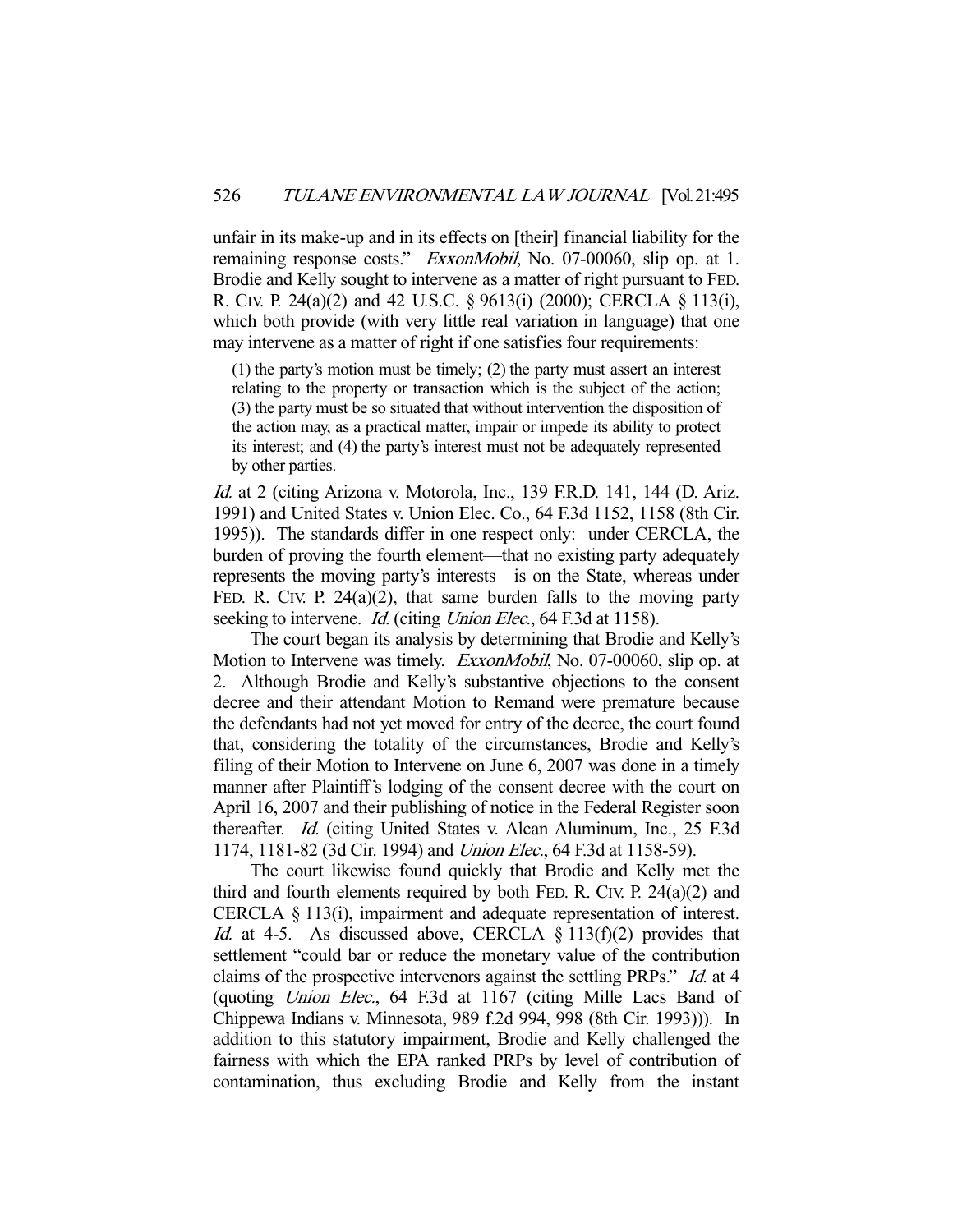unfair in its make-up and in its effects on [their] financial liability for the remaining response costs." *ExxonMobil*, No. 07-00060, slip op. at 1. Brodie and Kelly sought to intervene as a matter of right pursuant to FED. R. CIV. P. 24(a)(2) and 42 U.S.C. § 9613(i) (2000); CERCLA § 113(i), which both provide (with very little real variation in language) that one may intervene as a matter of right if one satisfies four requirements:

> (1) the party's motion must be timely; (2) the party must assert an interest relating to the property or transaction which is the subject of the action; (3) the party must be so situated that without intervention the disposition of the action may, as a practical matter, impair or impede its ability to protect its interest; and (4) the party's interest must not be adequately represented by other parties.

*Id.* at 2 (citing Arizona v. Motorola, Inc., 139 F.R.D. 141, 144 (D. Ariz. 1991) and United States v. Union Elec. Co., 64 F.3d 1152, 1158 (8th Cir. 1995)). The standards differ in one respect only: under CERCLA, the burden of proving the fourth element—that no existing party adequately represents the moving party's interests—is on the State, whereas under FED. R. CIV. P. 24(a)(2), that same burden falls to the moving party seeking to intervene. *Id.* (citing *Union Elec.*, 64 F.3d at 1158).

The court began its analysis by determining that Brodie and Kelly's Motion to Intervene was timely. *ExxonMobil*, No. 07-00060, slip op. at 2. Although Brodie and Kelly's substantive objections to the consent decree and their attendant Motion to Remand were premature because the defendants had not yet moved for entry of the decree, the court found that, considering the totality of the circumstances, Brodie and Kelly's filing of their Motion to Intervene on June 6, 2007 was done in a timely manner after Plaintiff's lodging of the consent decree with the court on April 16, 2007 and their publishing of notice in the Federal Register soon thereafter. *Id.* (citing United States v. Alcan Aluminum, Inc., 25 F.3d 1174, 1181-82 (3d Cir. 1994) and *Union Elec.*, 64 F.3d at 1158-59).

The court likewise found quickly that Brodie and Kelly met the third and fourth elements required by both FED. R. CIV. P. 24(a)(2) and CERCLA § 113(i), impairment and adequate representation of interest. *Id.* at 4-5. As discussed above, CERCLA § 113(f)(2) provides that settlement "could bar or reduce the monetary value of the contribution claims of the prospective intervenors against the settling PRPs." *Id.* at 4 (quoting *Union Elec.*, 64 F.3d at 1167 (citing Mille Lacs Band of Chippewa Indians v. Minnesota, 989 f.2d 994, 998 (8th Cir. 1993))). In addition to this statutory impairment, Brodie and Kelly challenged the fairness with which the EPA ranked PRPs by level of contribution of contamination, thus excluding Brodie and Kelly from the instant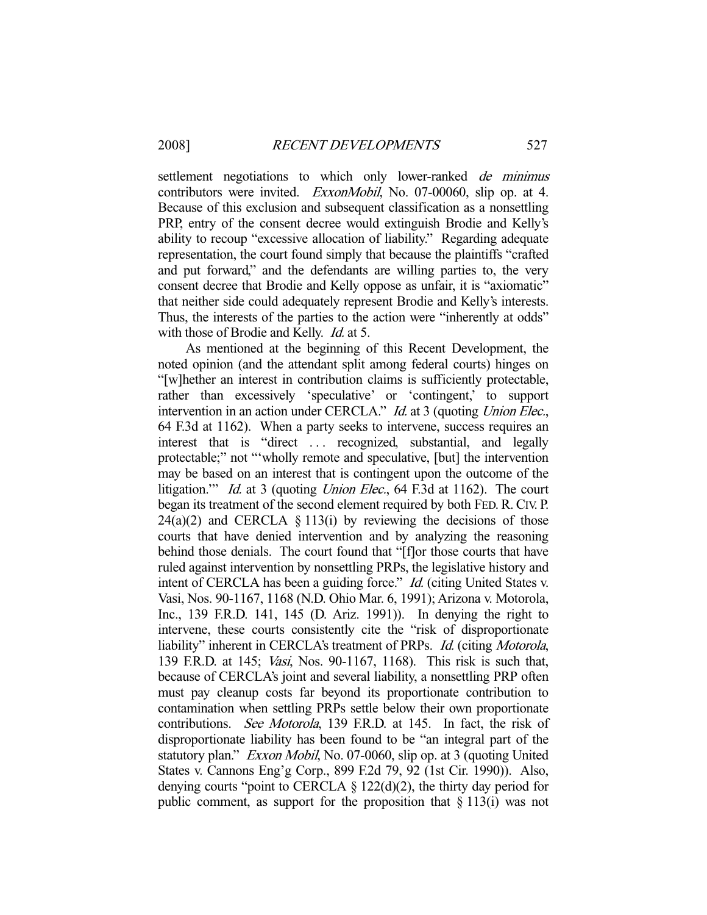settlement negotiations to which only lower-ranked *de minimus* contributors were invited. *ExxonMobil*, No. 07-00060, slip op. at 4. Because of this exclusion and subsequent classification as a nonsettling PRP, entry of the consent decree would extinguish Brodie and Kelly's ability to recoup "excessive allocation of liability." Regarding adequate representation, the court found simply that because the plaintiffs "crafted and put forward," and the defendants are willing parties to, the very consent decree that Brodie and Kelly oppose as unfair, it is "axiomatic" that neither side could adequately represent Brodie and Kelly's interests. Thus, the interests of the parties to the action were "inherently at odds" with those of Brodie and Kelly. *Id.* at 5.

As mentioned at the beginning of this Recent Development, the noted opinion (and the attendant split among federal courts) hinges on "[w]hether an interest in contribution claims is sufficiently protectable, rather than excessively 'speculative' or 'contingent,' to support intervention in an action under CERCLA." *Id.* at 3 (quoting *Union Elec.*, 64 F.3d at 1162). When a party seeks to intervene, success requires an interest that is "direct . . . recognized, substantial, and legally protectable;" not "'wholly remote and speculative, [but] the intervention may be based on an interest that is contingent upon the outcome of the litigation.'" *Id.* at 3 (quoting *Union Elec.*, 64 F.3d at 1162). The court began its treatment of the second element required by both FED. R. CIV. P. 24(a)(2) and CERCLA § 113(i) by reviewing the decisions of those courts that have denied intervention and by analyzing the reasoning behind those denials. The court found that "[f]or those courts that have ruled against intervention by nonsettling PRPs, the legislative history and intent of CERCLA has been a guiding force." *Id.* (citing United States v. Vasi, Nos. 90-1167, 1168 (N.D. Ohio Mar. 6, 1991); Arizona v. Motorola, Inc., 139 F.R.D. 141, 145 (D. Ariz. 1991)). In denying the right to intervene, these courts consistently cite the "risk of disproportionate liability" inherent in CERCLA's treatment of PRPs. *Id.* (citing *Motorola*, 139 F.R.D. at 145; *Vasi*, Nos. 90-1167, 1168). This risk is such that, because of CERCLA's joint and several liability, a nonsettling PRP often must pay cleanup costs far beyond its proportionate contribution to contamination when settling PRPs settle below their own proportionate contributions. *See Motorola*, 139 F.R.D. at 145. In fact, the risk of disproportionate liability has been found to be "an integral part of the statutory plan." *Exxon Mobil*, No. 07-0060, slip op. at 3 (quoting United States v. Cannons Eng'g Corp., 899 F.2d 79, 92 (1st Cir. 1990)). Also, denying courts "point to CERCLA § 122(d)(2), the thirty day period for public comment, as support for the proposition that § 113(i) was not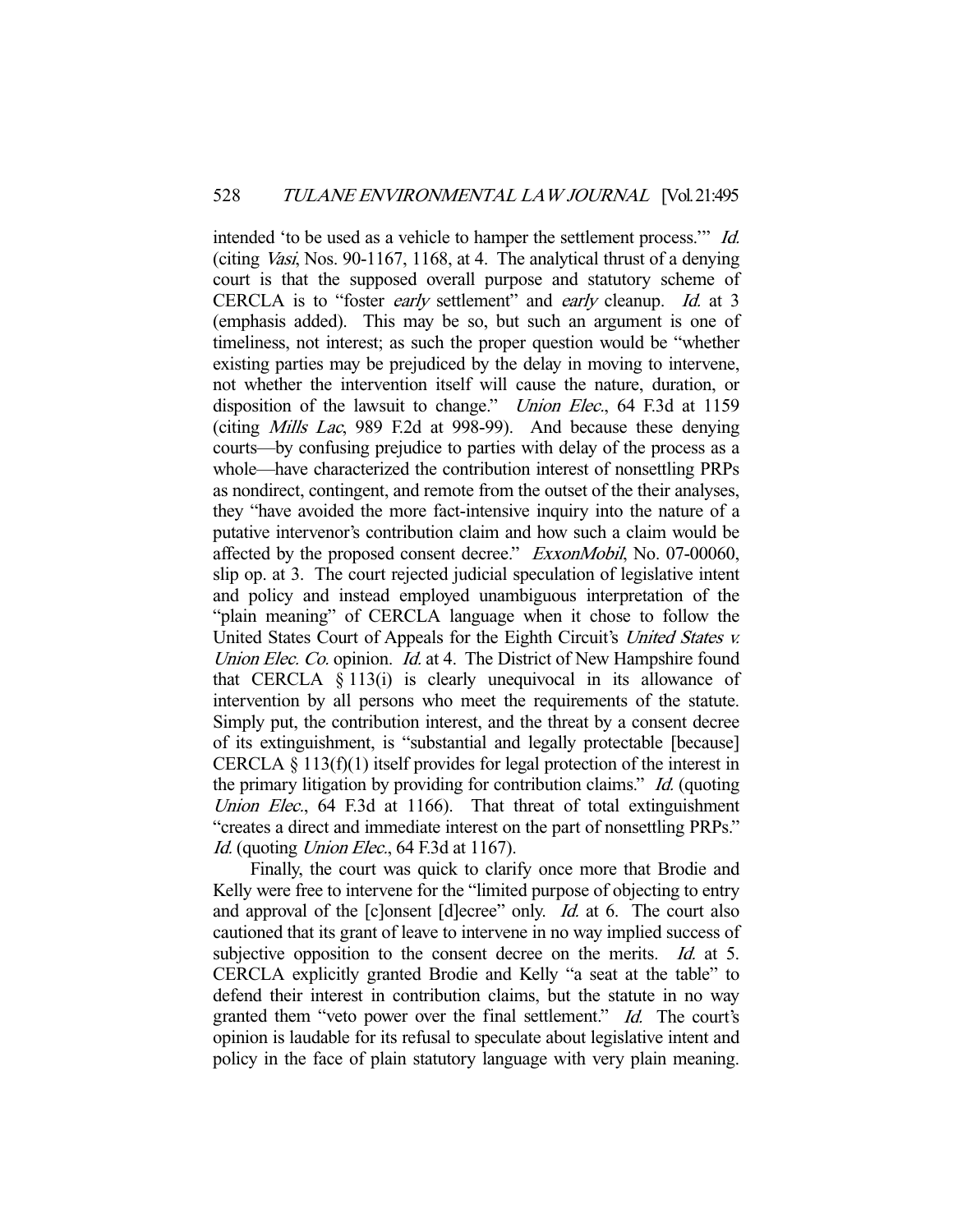intended 'to be used as a vehicle to hamper the settlement process.'" *Id.* (citing *Vasi*, Nos. 90-1167, 1168, at 4. The analytical thrust of a denying court is that the supposed overall purpose and statutory scheme of CERCLA is to "foster *early* settlement" and *early* cleanup. *Id.* at 3 (emphasis added). This may be so, but such an argument is one of timeliness, not interest; as such the proper question would be "whether existing parties may be prejudiced by the delay in moving to intervene, not whether the intervention itself will cause the nature, duration, or disposition of the lawsuit to change." *Union Elec.*, 64 F.3d at 1159 (citing *Mills Lac*, 989 F.2d at 998-99). And because these denying courts—by confusing prejudice to parties with delay of the process as a whole—have characterized the contribution interest of nonsettling PRPs as nondirect, contingent, and remote from the outset of the their analyses, they "have avoided the more fact-intensive inquiry into the nature of a putative intervenor's contribution claim and how such a claim would be affected by the proposed consent decree." *ExxonMobil*, No. 07-00060, slip op. at 3. The court rejected judicial speculation of legislative intent and policy and instead employed unambiguous interpretation of the "plain meaning" of CERCLA language when it chose to follow the United States Court of Appeals for the Eighth Circuit's *United States v. Union Elec. Co.* opinion. *Id.* at 4. The District of New Hampshire found that CERCLA § 113(i) is clearly unequivocal in its allowance of intervention by all persons who meet the requirements of the statute. Simply put, the contribution interest, and the threat by a consent decree of its extinguishment, is "substantial and legally protectable [because] CERCLA § 113(f)(1) itself provides for legal protection of the interest in the primary litigation by providing for contribution claims." *Id.* (quoting *Union Elec.*, 64 F.3d at 1166). That threat of total extinguishment "creates a direct and immediate interest on the part of nonsettling PRPs." *Id.* (quoting *Union Elec.*, 64 F.3d at 1167).

Finally, the court was quick to clarify once more that Brodie and Kelly were free to intervene for the "limited purpose of objecting to entry and approval of the [c]onsent [d]ecree" only. *Id.* at 6. The court also cautioned that its grant of leave to intervene in no way implied success of subjective opposition to the consent decree on the merits. *Id.* at 5. CERCLA explicitly granted Brodie and Kelly "a seat at the table" to defend their interest in contribution claims, but the statute in no way granted them "veto power over the final settlement." *Id.* The court's opinion is laudable for its refusal to speculate about legislative intent and policy in the face of plain statutory language with very plain meaning.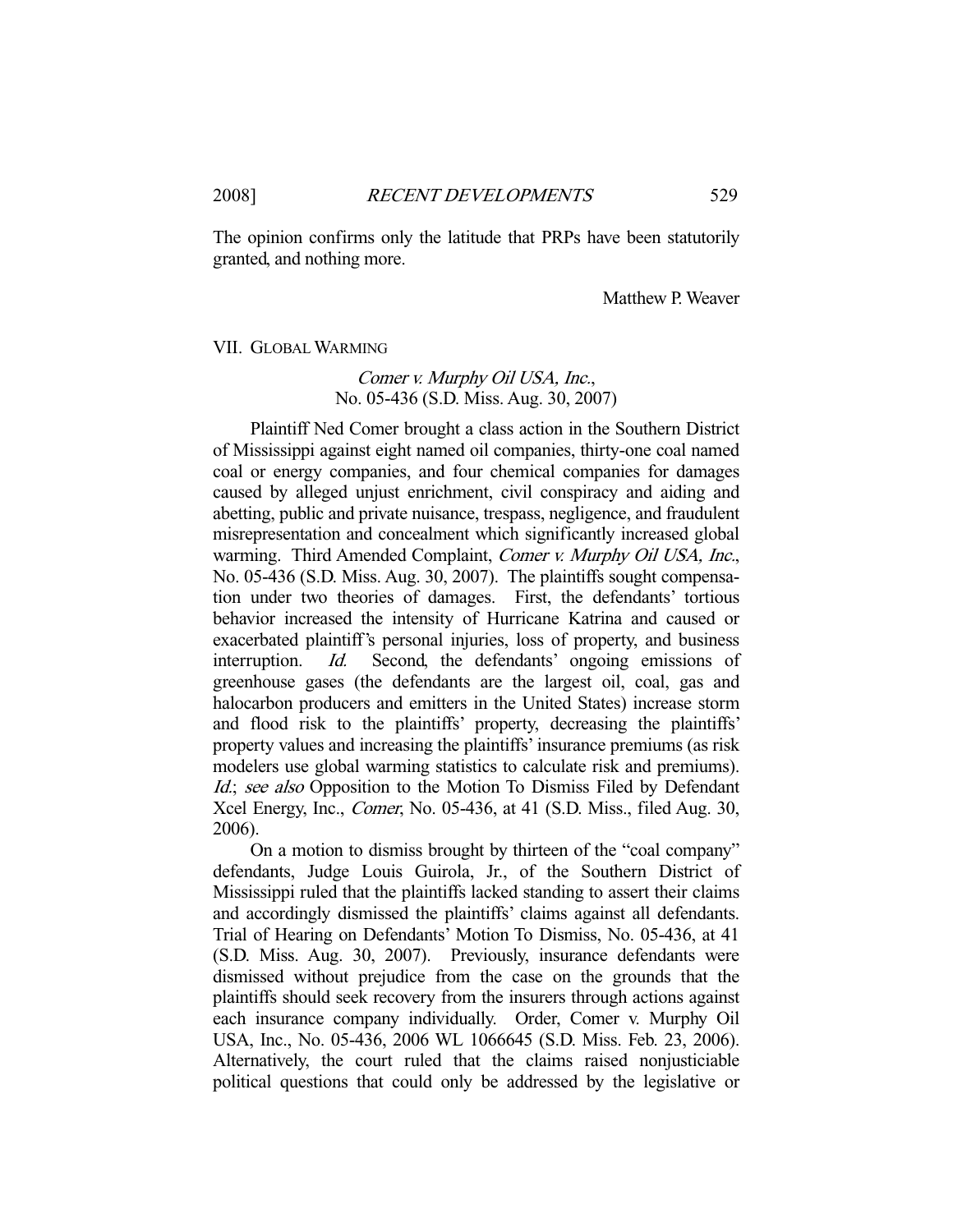The opinion confirms only the latitude that PRPs have been statutorily granted, and nothing more.

Matthew P. Weaver

## VII. GLOBAL WARMING

### *Comer v. Murphy Oil USA, Inc.*, No. 05-436 (S.D. Miss. Aug. 30, 2007)

Plaintiff Ned Comer brought a class action in the Southern District of Mississippi against eight named oil companies, thirty-one coal named coal or energy companies, and four chemical companies for damages caused by alleged unjust enrichment, civil conspiracy and aiding and abetting, public and private nuisance, trespass, negligence, and fraudulent misrepresentation and concealment which significantly increased global warming. Third Amended Complaint, *Comer v. Murphy Oil USA, Inc.*, No. 05-436 (S.D. Miss. Aug. 30, 2007). The plaintiffs sought compensation under two theories of damages. First, the defendants' tortious behavior increased the intensity of Hurricane Katrina and caused or exacerbated plaintiff's personal injuries, loss of property, and business interruption. *Id.* Second, the defendants' ongoing emissions of greenhouse gases (the defendants are the largest oil, coal, gas and halocarbon producers and emitters in the United States) increase storm and flood risk to the plaintiffs' property, decreasing the plaintiffs' property values and increasing the plaintiffs' insurance premiums (as risk modelers use global warming statistics to calculate risk and premiums). *Id.*; *see also* Opposition to the Motion To Dismiss Filed by Defendant Xcel Energy, Inc., *Comer*, No. 05-436, at 41 (S.D. Miss., filed Aug. 30, 2006).

On a motion to dismiss brought by thirteen of the "coal company" defendants, Judge Louis Guirola, Jr., of the Southern District of Mississippi ruled that the plaintiffs lacked standing to assert their claims and accordingly dismissed the plaintiffs' claims against all defendants. Trial of Hearing on Defendants' Motion To Dismiss, No. 05-436, at 41 (S.D. Miss. Aug. 30, 2007). Previously, insurance defendants were dismissed without prejudice from the case on the grounds that the plaintiffs should seek recovery from the insurers through actions against each insurance company individually. Order, Comer v. Murphy Oil USA, Inc., No. 05-436, 2006 WL 1066645 (S.D. Miss. Feb. 23, 2006). Alternatively, the court ruled that the claims raised nonjusticiable political questions that could only be addressed by the legislative or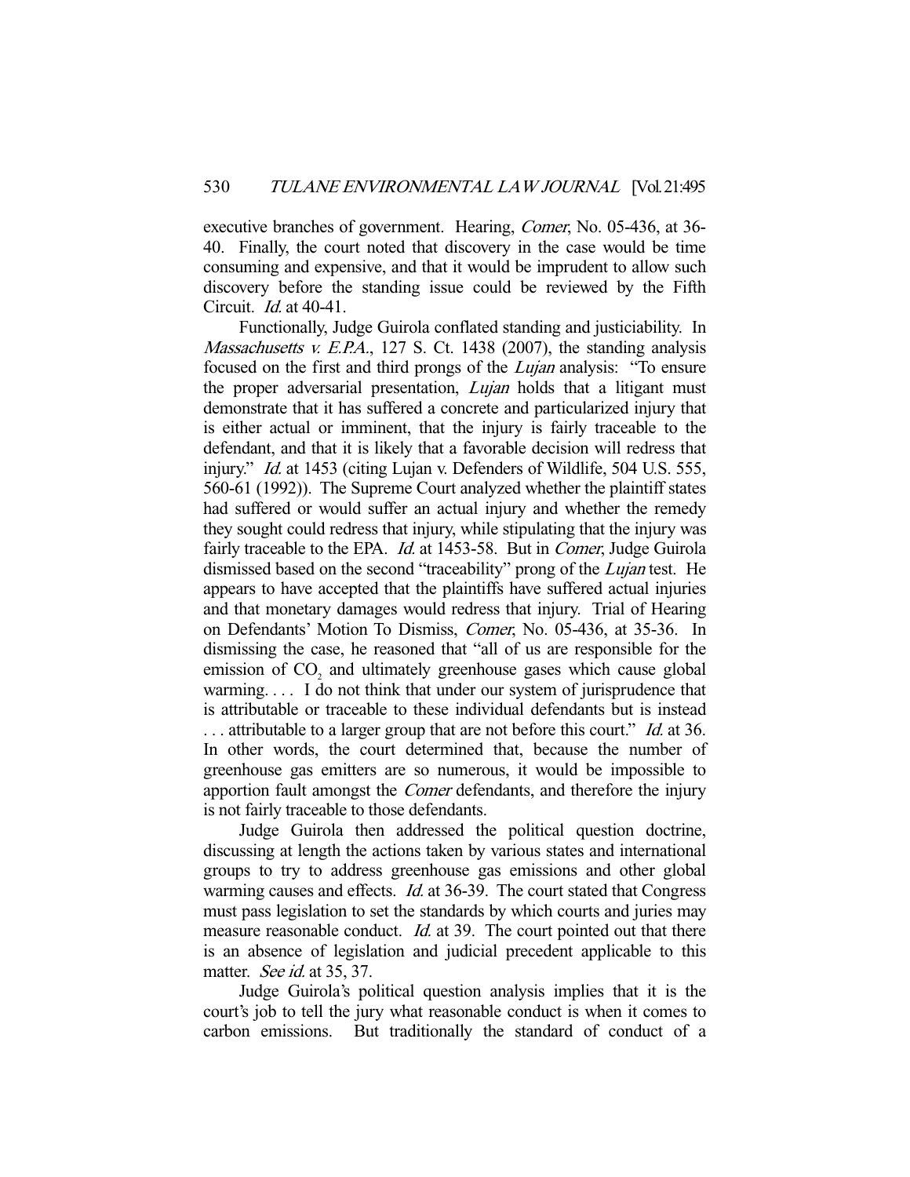executive branches of government. Hearing, *Comer*, No. 05-436, at 36-40. Finally, the court noted that discovery in the case would be time consuming and expensive, and that it would be imprudent to allow such discovery before the standing issue could be reviewed by the Fifth Circuit. *Id.* at 40-41.

Functionally, Judge Guirola conflated standing and justiciability. In *Massachusetts v. E.P.A.*, 127 S. Ct. 1438 (2007), the standing analysis focused on the first and third prongs of the *Lujan* analysis: "To ensure the proper adversarial presentation, *Lujan* holds that a litigant must demonstrate that it has suffered a concrete and particularized injury that is either actual or imminent, that the injury is fairly traceable to the defendant, and that it is likely that a favorable decision will redress that injury." *Id.* at 1453 (citing Lujan v. Defenders of Wildlife, 504 U.S. 555, 560-61 (1992)). The Supreme Court analyzed whether the plaintiff states had suffered or would suffer an actual injury and whether the remedy they sought could redress that injury, while stipulating that the injury was fairly traceable to the EPA. *Id.* at 1453-58. But in *Comer*, Judge Guirola dismissed based on the second "traceability" prong of the *Lujan* test. He appears to have accepted that the plaintiffs have suffered actual injuries and that monetary damages would redress that injury. Trial of Hearing on Defendants' Motion To Dismiss, *Comer*, No. 05-436, at 35-36. In dismissing the case, he reasoned that "all of us are responsible for the emission of $CO_2$ and ultimately greenhouse gases which cause global warming. . . . I do not think that under our system of jurisprudence that is attributable or traceable to these individual defendants but is instead . . . attributable to a larger group that are not before this court." *Id.* at 36. In other words, the court determined that, because the number of greenhouse gas emitters are so numerous, it would be impossible to apportion fault amongst the *Comer* defendants, and therefore the injury is not fairly traceable to those defendants.

Judge Guirola then addressed the political question doctrine, discussing at length the actions taken by various states and international groups to try to address greenhouse gas emissions and other global warming causes and effects. *Id.* at 36-39. The court stated that Congress must pass legislation to set the standards by which courts and juries may measure reasonable conduct. *Id.* at 39. The court pointed out that there is an absence of legislation and judicial precedent applicable to this matter. *See id.* at 35, 37.

Judge Guirola's political question analysis implies that it is the court's job to tell the jury what reasonable conduct is when it comes to carbon emissions. But traditionally the standard of conduct of a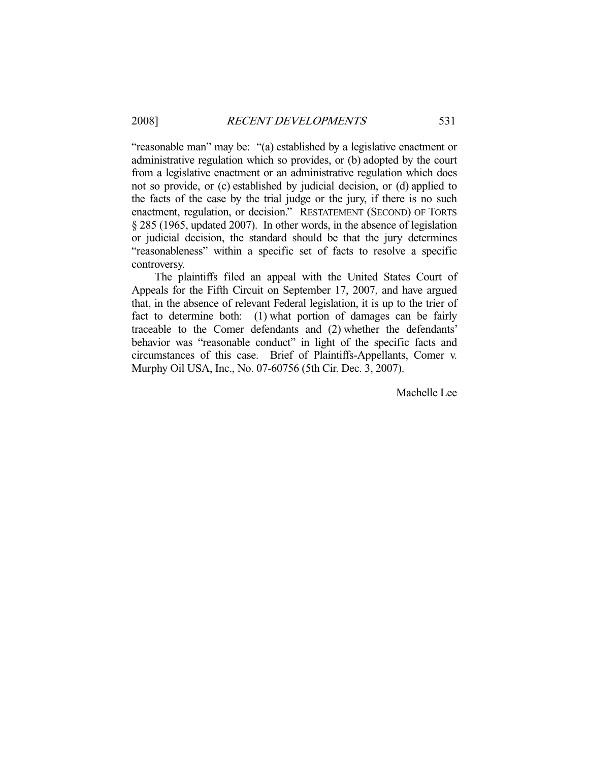"reasonable man" may be: "(a) established by a legislative enactment or administrative regulation which so provides, or (b) adopted by the court from a legislative enactment or an administrative regulation which does not so provide, or (c) established by judicial decision, or (d) applied to the facts of the case by the trial judge or the jury, if there is no such enactment, regulation, or decision." RESTATEMENT (SECOND) OF TORTS § 285 (1965, updated 2007). In other words, in the absence of legislation or judicial decision, the standard should be that the jury determines "reasonableness" within a specific set of facts to resolve a specific controversy.

The plaintiffs filed an appeal with the United States Court of Appeals for the Fifth Circuit on September 17, 2007, and have argued that, in the absence of relevant Federal legislation, it is up to the trier of fact to determine both: (1) what portion of damages can be fairly traceable to the Comer defendants and (2) whether the defendants' behavior was "reasonable conduct" in light of the specific facts and circumstances of this case. Brief of Plaintiffs-Appellants, Comer v. Murphy Oil USA, Inc., No. 07-60756 (5th Cir. Dec. 3, 2007).

Machelle Lee